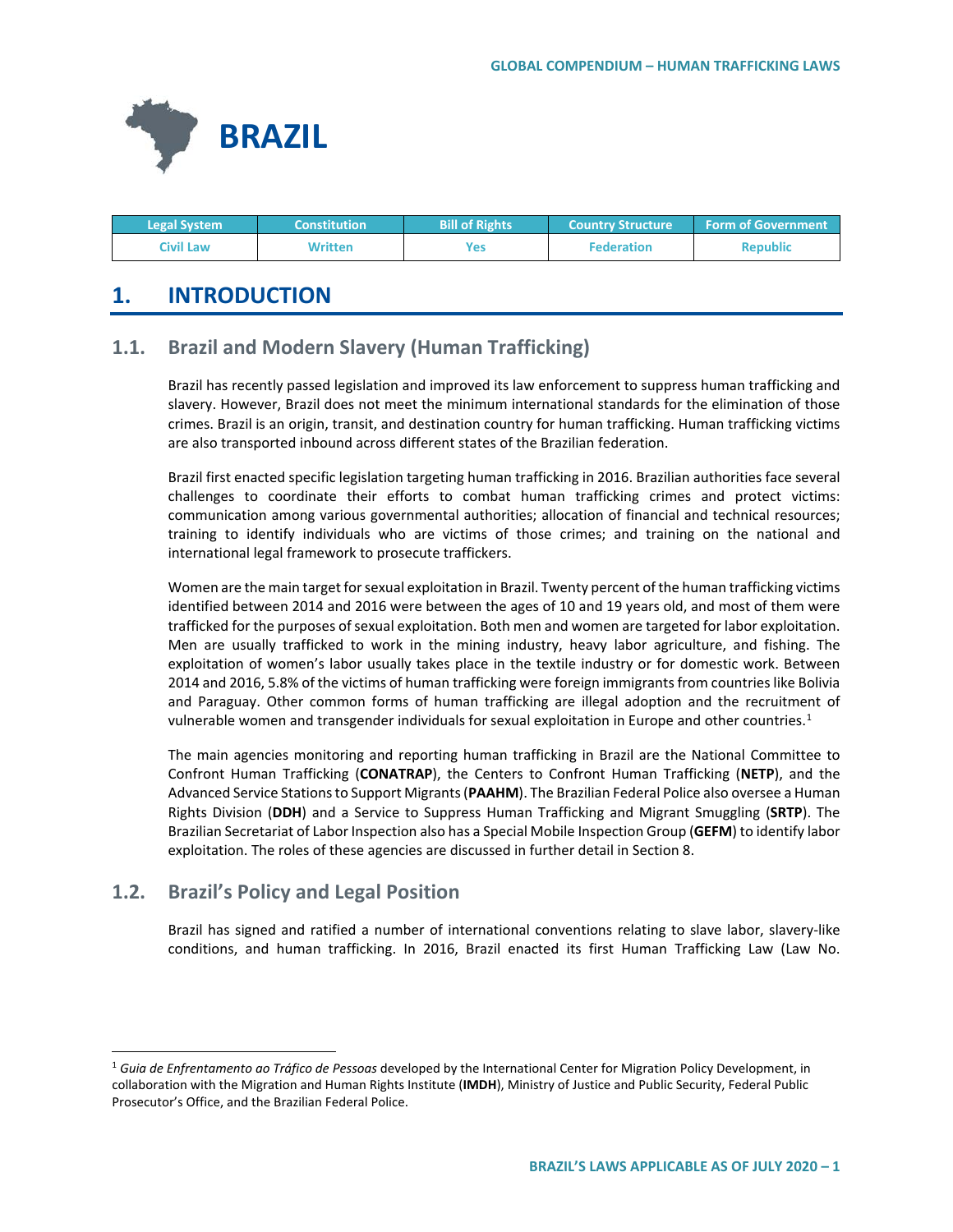# BRAZIL

| Legal System | Constitution | Bill of Rights | Country Structure | Form of Government |
|---|---|---|---|---|
| Civil Law | Written | Yes | Federation | Republic |

## 1. INTRODUCTION

### 1.1. Brazil and Modern Slavery (Human Trafficking)

Brazil has recently passed legislation and improved its law enforcement to suppress human trafficking and slavery. However, Brazil does not meet the minimum international standards for the elimination of those crimes. Brazil is an origin, transit, and destination country for human trafficking. Human trafficking victims are also transported inbound across different states of the Brazilian federation.

Brazil first enacted specific legislation targeting human trafficking in 2016. Brazilian authorities face several challenges to coordinate their efforts to combat human trafficking crimes and protect victims: communication among various governmental authorities; allocation of financial and technical resources; training to identify individuals who are victims of those crimes; and training on the national and international legal framework to prosecute traffickers.

Women are the main target for sexual exploitation in Brazil. Twenty percent of the human trafficking victims identified between 2014 and 2016 were between the ages of 10 and 19 years old, and most of them were trafficked for the purposes of sexual exploitation. Both men and women are targeted for labor exploitation. Men are usually trafficked to work in the mining industry, heavy labor agriculture, and fishing. The exploitation of women's labor usually takes place in the textile industry or for domestic work. Between 2014 and 2016, 5.8% of the victims of human trafficking were foreign immigrants from countries like Bolivia and Paraguay. Other common forms of human trafficking are illegal adoption and the recruitment of vulnerable women and transgender individuals for sexual exploitation in Europe and other countries.[1]

The main agencies monitoring and reporting human trafficking in Brazil are the National Committee to Confront Human Trafficking (**CONATRAP**), the Centers to Confront Human Trafficking (**NETP**), and the Advanced Service Stations to Support Migrants (**PAAHM**). The Brazilian Federal Police also oversee a Human Rights Division (**DDH**) and a Service to Suppress Human Trafficking and Migrant Smuggling (**SRTP**). The Brazilian Secretariat of Labor Inspection also has a Special Mobile Inspection Group (**GEFM**) to identify labor exploitation. The roles of these agencies are discussed in further detail in Section 8.

### 1.2. Brazil's Policy and Legal Position

Brazil has signed and ratified a number of international conventions relating to slave labor, slavery-like conditions, and human trafficking. In 2016, Brazil enacted its first Human Trafficking Law (Law No.

[1] *Guia de Enfrentamento ao Tráfico de Pessoas* developed by the International Center for Migration Policy Development, in collaboration with the Migration and Human Rights Institute (**IMDH**), Ministry of Justice and Public Security, Federal Public Prosecutor's Office, and the Brazilian Federal Police.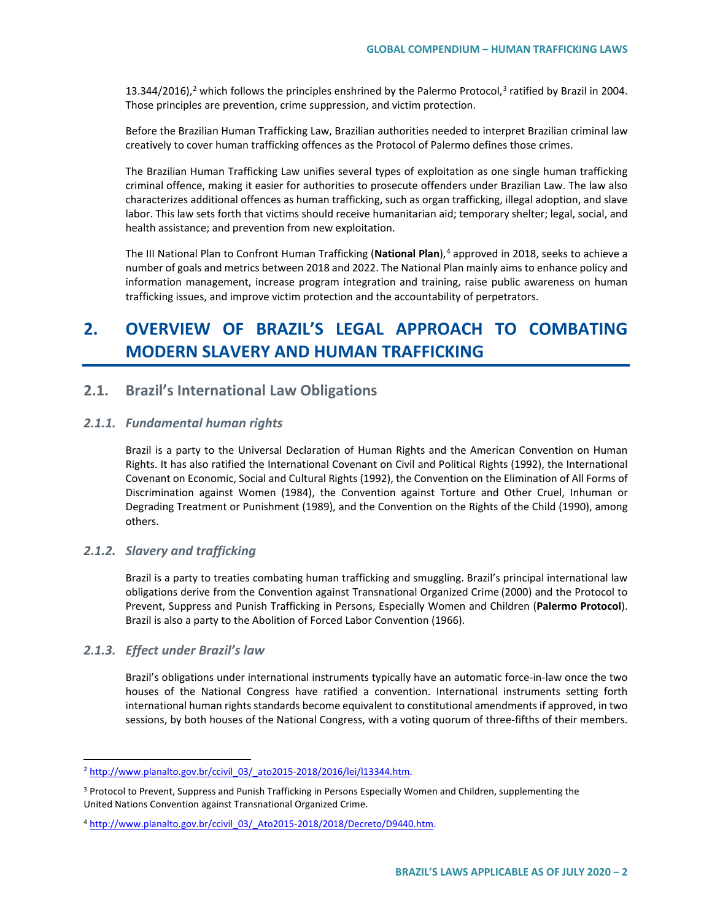13.344/2016),[2] which follows the principles enshrined by the Palermo Protocol,[3] ratified by Brazil in 2004. Those principles are prevention, crime suppression, and victim protection.

Before the Brazilian Human Trafficking Law, Brazilian authorities needed to interpret Brazilian criminal law creatively to cover human trafficking offences as the Protocol of Palermo defines those crimes.

The Brazilian Human Trafficking Law unifies several types of exploitation as one single human trafficking criminal offence, making it easier for authorities to prosecute offenders under Brazilian Law. The law also characterizes additional offences as human trafficking, such as organ trafficking, illegal adoption, and slave labor. This law sets forth that victims should receive humanitarian aid; temporary shelter; legal, social, and health assistance; and prevention from new exploitation.

The III National Plan to Confront Human Trafficking (**National Plan**),[4] approved in 2018, seeks to achieve a number of goals and metrics between 2018 and 2022. The National Plan mainly aims to enhance policy and information management, increase program integration and training, raise public awareness on human trafficking issues, and improve victim protection and the accountability of perpetrators.

# 2. OVERVIEW OF BRAZIL'S LEGAL APPROACH TO COMBATING MODERN SLAVERY AND HUMAN TRAFFICKING

## 2.1. Brazil's International Law Obligations

### *2.1.1. Fundamental human rights*

Brazil is a party to the Universal Declaration of Human Rights and the American Convention on Human Rights. It has also ratified the International Covenant on Civil and Political Rights (1992), the International Covenant on Economic, Social and Cultural Rights (1992), the Convention on the Elimination of All Forms of Discrimination against Women (1984), the Convention against Torture and Other Cruel, Inhuman or Degrading Treatment or Punishment (1989), and the Convention on the Rights of the Child (1990), among others.

### *2.1.2. Slavery and trafficking*

Brazil is a party to treaties combating human trafficking and smuggling. Brazil's principal international law obligations derive from the Convention against Transnational Organized Crime (2000) and the Protocol to Prevent, Suppress and Punish Trafficking in Persons, Especially Women and Children (**Palermo Protocol**). Brazil is also a party to the Abolition of Forced Labor Convention (1966).

### *2.1.3. Effect under Brazil's law*

Brazil's obligations under international instruments typically have an automatic force-in-law once the two houses of the National Congress have ratified a convention. International instruments setting forth international human rights standards become equivalent to constitutional amendments if approved, in two sessions, by both houses of the National Congress, with a voting quorum of three-fifths of their members.

---

[2] http://www.planalto.gov.br/ccivil_03/_ato2015-2018/2016/lei/l13344.htm.

[3] Protocol to Prevent, Suppress and Punish Trafficking in Persons Especially Women and Children, supplementing the United Nations Convention against Transnational Organized Crime.

[4] http://www.planalto.gov.br/ccivil_03/_Ato2015-2018/2018/Decreto/D9440.htm.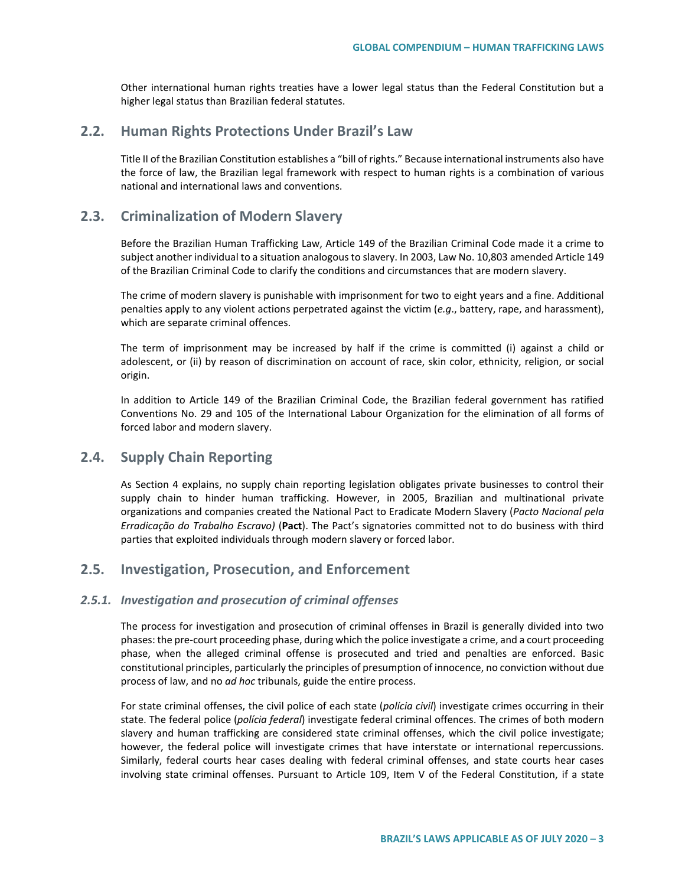Other international human rights treaties have a lower legal status than the Federal Constitution but a higher legal status than Brazilian federal statutes.

## 2.2. Human Rights Protections Under Brazil's Law

Title II of the Brazilian Constitution establishes a "bill of rights." Because international instruments also have the force of law, the Brazilian legal framework with respect to human rights is a combination of various national and international laws and conventions.

## 2.3. Criminalization of Modern Slavery

Before the Brazilian Human Trafficking Law, Article 149 of the Brazilian Criminal Code made it a crime to subject another individual to a situation analogous to slavery. In 2003, Law No. 10,803 amended Article 149 of the Brazilian Criminal Code to clarify the conditions and circumstances that are modern slavery.

The crime of modern slavery is punishable with imprisonment for two to eight years and a fine. Additional penalties apply to any violent actions perpetrated against the victim (*e.g*., battery, rape, and harassment), which are separate criminal offences.

The term of imprisonment may be increased by half if the crime is committed (i) against a child or adolescent, or (ii) by reason of discrimination on account of race, skin color, ethnicity, religion, or social origin.

In addition to Article 149 of the Brazilian Criminal Code, the Brazilian federal government has ratified Conventions No. 29 and 105 of the International Labour Organization for the elimination of all forms of forced labor and modern slavery.

## 2.4. Supply Chain Reporting

As Section 4 explains, no supply chain reporting legislation obligates private businesses to control their supply chain to hinder human trafficking. However, in 2005, Brazilian and multinational private organizations and companies created the National Pact to Eradicate Modern Slavery (*Pacto Nacional pela Erradicação do Trabalho Escravo)* (**Pact**). The Pact's signatories committed not to do business with third parties that exploited individuals through modern slavery or forced labor.

## 2.5. Investigation, Prosecution, and Enforcement

### *2.5.1. Investigation and prosecution of criminal offenses*

The process for investigation and prosecution of criminal offenses in Brazil is generally divided into two phases: the pre-court proceeding phase, during which the police investigate a crime, and a court proceeding phase, when the alleged criminal offense is prosecuted and tried and penalties are enforced. Basic constitutional principles, particularly the principles of presumption of innocence, no conviction without due process of law, and no *ad hoc* tribunals, guide the entire process.

For state criminal offenses, the civil police of each state (*polícia civil*) investigate crimes occurring in their state. The federal police (*polícia federal*) investigate federal criminal offences. The crimes of both modern slavery and human trafficking are considered state criminal offenses, which the civil police investigate; however, the federal police will investigate crimes that have interstate or international repercussions. Similarly, federal courts hear cases dealing with federal criminal offenses, and state courts hear cases involving state criminal offenses. Pursuant to Article 109, Item V of the Federal Constitution, if a state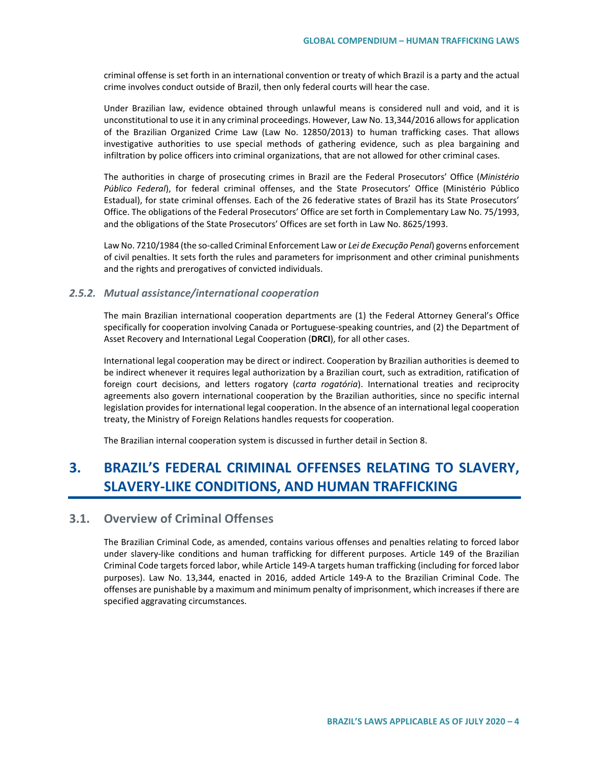criminal offense is set forth in an international convention or treaty of which Brazil is a party and the actual crime involves conduct outside of Brazil, then only federal courts will hear the case.

Under Brazilian law, evidence obtained through unlawful means is considered null and void, and it is unconstitutional to use it in any criminal proceedings. However, Law No. 13,344/2016 allows for application of the Brazilian Organized Crime Law (Law No. 12850/2013) to human trafficking cases. That allows investigative authorities to use special methods of gathering evidence, such as plea bargaining and infiltration by police officers into criminal organizations, that are not allowed for other criminal cases.

The authorities in charge of prosecuting crimes in Brazil are the Federal Prosecutors' Office (*Ministério Público Federal*), for federal criminal offenses, and the State Prosecutors' Office (Ministério Público Estadual), for state criminal offenses. Each of the 26 federative states of Brazil has its State Prosecutors' Office. The obligations of the Federal Prosecutors' Office are set forth in Complementary Law No. 75/1993, and the obligations of the State Prosecutors' Offices are set forth in Law No. 8625/1993.

Law No. 7210/1984 (the so-called Criminal Enforcement Law or *Lei de Execução Penal*) governs enforcement of civil penalties. It sets forth the rules and parameters for imprisonment and other criminal punishments and the rights and prerogatives of convicted individuals.

### *2.5.2. Mutual assistance/international cooperation*

The main Brazilian international cooperation departments are (1) the Federal Attorney General's Office specifically for cooperation involving Canada or Portuguese-speaking countries, and (2) the Department of Asset Recovery and International Legal Cooperation (**DRCI**), for all other cases.

International legal cooperation may be direct or indirect. Cooperation by Brazilian authorities is deemed to be indirect whenever it requires legal authorization by a Brazilian court, such as extradition, ratification of foreign court decisions, and letters rogatory (*carta rogatória*). International treaties and reciprocity agreements also govern international cooperation by the Brazilian authorities, since no specific internal legislation provides for international legal cooperation. In the absence of an international legal cooperation treaty, the Ministry of Foreign Relations handles requests for cooperation.

The Brazilian internal cooperation system is discussed in further detail in Section 8.

# 3. BRAZIL'S FEDERAL CRIMINAL OFFENSES RELATING TO SLAVERY, SLAVERY-LIKE CONDITIONS, AND HUMAN TRAFFICKING

## 3.1. Overview of Criminal Offenses

The Brazilian Criminal Code, as amended, contains various offenses and penalties relating to forced labor under slavery-like conditions and human trafficking for different purposes. Article 149 of the Brazilian Criminal Code targets forced labor, while Article 149-A targets human trafficking (including for forced labor purposes). Law No. 13,344, enacted in 2016, added Article 149-A to the Brazilian Criminal Code. The offenses are punishable by a maximum and minimum penalty of imprisonment, which increases if there are specified aggravating circumstances.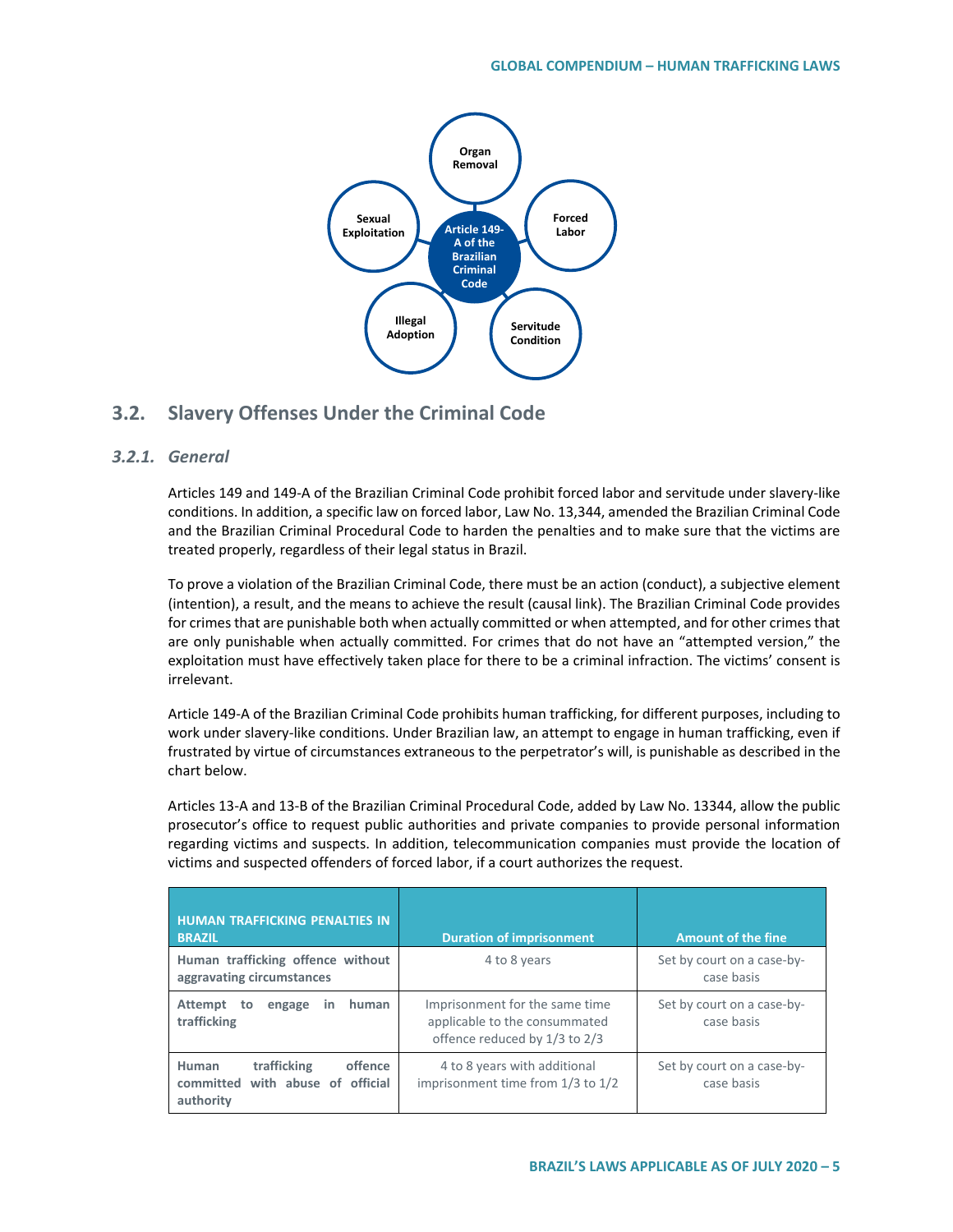Organ Removal

Sexual Exploitation

Article 149-A of the Brazilian Criminal Code

Forced Labor

Illegal Adoption

Servitude Condition

## 3.2. Slavery Offenses Under the Criminal Code

### *3.2.1. General*

Articles 149 and 149-A of the Brazilian Criminal Code prohibit forced labor and servitude under slavery-like conditions. In addition, a specific law on forced labor, Law No. 13,344, amended the Brazilian Criminal Code and the Brazilian Criminal Procedural Code to harden the penalties and to make sure that the victims are treated properly, regardless of their legal status in Brazil.

To prove a violation of the Brazilian Criminal Code, there must be an action (conduct), a subjective element (intention), a result, and the means to achieve the result (causal link). The Brazilian Criminal Code provides for crimes that are punishable both when actually committed or when attempted, and for other crimes that are only punishable when actually committed. For crimes that do not have an "attempted version," the exploitation must have effectively taken place for there to be a criminal infraction. The victims' consent is irrelevant.

Article 149-A of the Brazilian Criminal Code prohibits human trafficking, for different purposes, including to work under slavery-like conditions. Under Brazilian law, an attempt to engage in human trafficking, even if frustrated by virtue of circumstances extraneous to the perpetrator's will, is punishable as described in the chart below.

Articles 13-A and 13-B of the Brazilian Criminal Procedural Code, added by Law No. 13344, allow the public prosecutor's office to request public authorities and private companies to provide personal information regarding victims and suspects. In addition, telecommunication companies must provide the location of victims and suspected offenders of forced labor, if a court authorizes the request.

| HUMAN TRAFFICKING PENALTIES IN BRAZIL | Duration of imprisonment | Amount of the fine |
|---|---|---|
| **Human trafficking offence without aggravating circumstances** | 4 to 8 years | Set by court on a case-by-case basis |
| **Attempt to engage in human trafficking** | Imprisonment for the same time applicable to the consummated offence reduced by 1/3 to 2/3 | Set by court on a case-by-case basis |
| **Human trafficking offence committed with abuse of official authority** | 4 to 8 years with additional imprisonment time from 1/3 to 1/2 | Set by court on a case-by-case basis |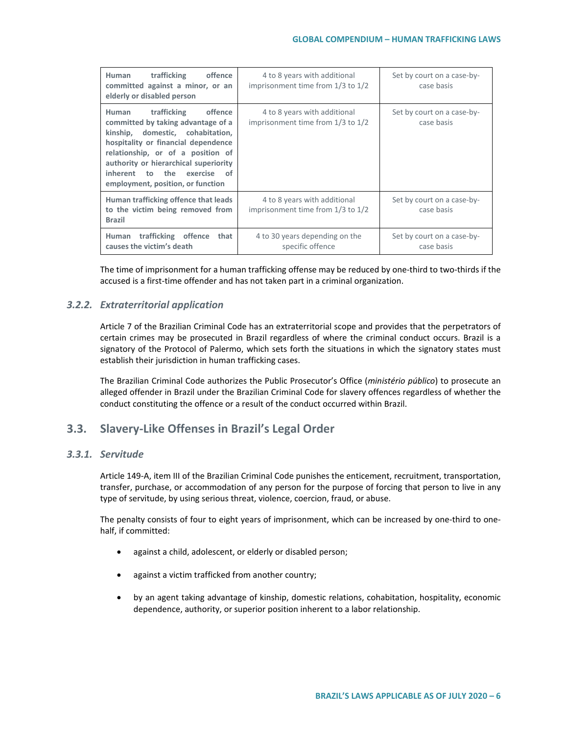| **Human trafficking offence committed against a minor, or an elderly or disabled person** | 4 to 8 years with additional imprisonment time from 1/3 to 1/2 | Set by court on a case-by-case basis |
|---|---|---|
| **Human trafficking offence committed by taking advantage of a kinship, domestic, cohabitation, hospitality or financial dependence relationship, or of a position of authority or hierarchical superiority inherent to the exercise of employment, position, or function** | 4 to 8 years with additional imprisonment time from 1/3 to 1/2 | Set by court on a case-by-case basis |
| **Human trafficking offence that leads to the victim being removed from Brazil** | 4 to 8 years with additional imprisonment time from 1/3 to 1/2 | Set by court on a case-by-case basis |
| **Human trafficking offence that causes the victim's death** | 4 to 30 years depending on the specific offence | Set by court on a case-by-case basis |

The time of imprisonment for a human trafficking offense may be reduced by one-third to two-thirds if the accused is a first-time offender and has not taken part in a criminal organization.

### *3.2.2. Extraterritorial application*

Article 7 of the Brazilian Criminal Code has an extraterritorial scope and provides that the perpetrators of certain crimes may be prosecuted in Brazil regardless of where the criminal conduct occurs. Brazil is a signatory of the Protocol of Palermo, which sets forth the situations in which the signatory states must establish their jurisdiction in human trafficking cases.

The Brazilian Criminal Code authorizes the Public Prosecutor's Office (*ministério público*) to prosecute an alleged offender in Brazil under the Brazilian Criminal Code for slavery offences regardless of whether the conduct constituting the offence or a result of the conduct occurred within Brazil.

## 3.3. Slavery-Like Offenses in Brazil's Legal Order

### *3.3.1. Servitude*

Article 149-A, item III of the Brazilian Criminal Code punishes the enticement, recruitment, transportation, transfer, purchase, or accommodation of any person for the purpose of forcing that person to live in any type of servitude, by using serious threat, violence, coercion, fraud, or abuse.

The penalty consists of four to eight years of imprisonment, which can be increased by one-third to one-half, if committed:

- against a child, adolescent, or elderly or disabled person;
- against a victim trafficked from another country;
- by an agent taking advantage of kinship, domestic relations, cohabitation, hospitality, economic dependence, authority, or superior position inherent to a labor relationship.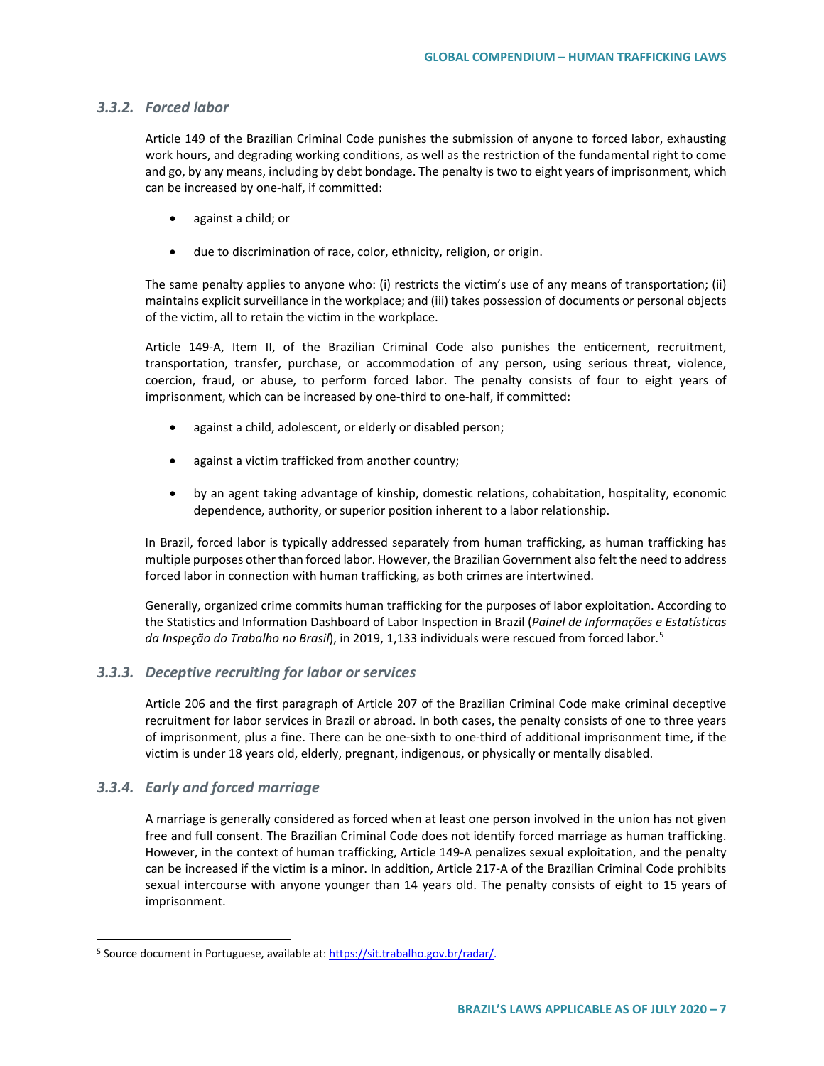### *3.3.2. Forced labor*

Article 149 of the Brazilian Criminal Code punishes the submission of anyone to forced labor, exhausting work hours, and degrading working conditions, as well as the restriction of the fundamental right to come and go, by any means, including by debt bondage. The penalty is two to eight years of imprisonment, which can be increased by one-half, if committed:

- against a child; or
- due to discrimination of race, color, ethnicity, religion, or origin.

The same penalty applies to anyone who: (i) restricts the victim's use of any means of transportation; (ii) maintains explicit surveillance in the workplace; and (iii) takes possession of documents or personal objects of the victim, all to retain the victim in the workplace.

Article 149-A, Item II, of the Brazilian Criminal Code also punishes the enticement, recruitment, transportation, transfer, purchase, or accommodation of any person, using serious threat, violence, coercion, fraud, or abuse, to perform forced labor. The penalty consists of four to eight years of imprisonment, which can be increased by one-third to one-half, if committed:

- against a child, adolescent, or elderly or disabled person;
- against a victim trafficked from another country;
- by an agent taking advantage of kinship, domestic relations, cohabitation, hospitality, economic dependence, authority, or superior position inherent to a labor relationship.

In Brazil, forced labor is typically addressed separately from human trafficking, as human trafficking has multiple purposes other than forced labor. However, the Brazilian Government also felt the need to address forced labor in connection with human trafficking, as both crimes are intertwined.

Generally, organized crime commits human trafficking for the purposes of labor exploitation. According to the Statistics and Information Dashboard of Labor Inspection in Brazil (*Painel de Informações e Estatísticas da Inspeção do Trabalho no Brasil*), in 2019, 1,133 individuals were rescued from forced labor.[5]

### *3.3.3. Deceptive recruiting for labor or services*

Article 206 and the first paragraph of Article 207 of the Brazilian Criminal Code make criminal deceptive recruitment for labor services in Brazil or abroad. In both cases, the penalty consists of one to three years of imprisonment, plus a fine. There can be one-sixth to one-third of additional imprisonment time, if the victim is under 18 years old, elderly, pregnant, indigenous, or physically or mentally disabled.

### *3.3.4. Early and forced marriage*

A marriage is generally considered as forced when at least one person involved in the union has not given free and full consent. The Brazilian Criminal Code does not identify forced marriage as human trafficking. However, in the context of human trafficking, Article 149-A penalizes sexual exploitation, and the penalty can be increased if the victim is a minor. In addition, Article 217-A of the Brazilian Criminal Code prohibits sexual intercourse with anyone younger than 14 years old. The penalty consists of eight to 15 years of imprisonment.

---

[5] Source document in Portuguese, available at: https://sit.trabalho.gov.br/radar/.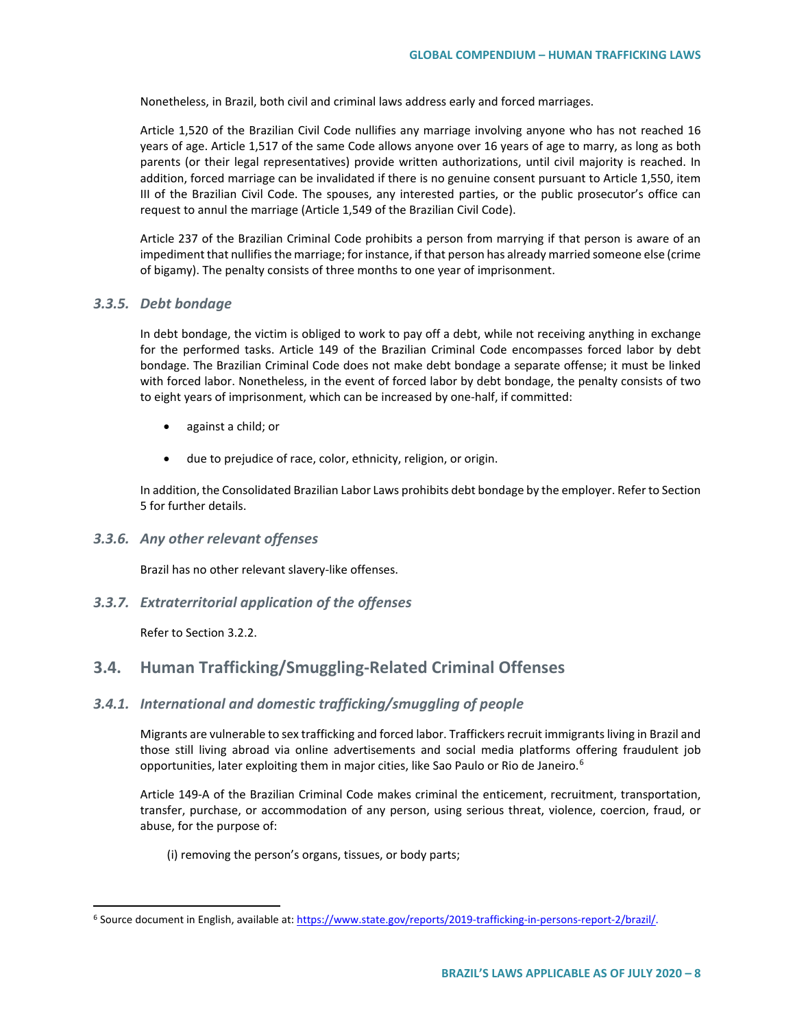Nonetheless, in Brazil, both civil and criminal laws address early and forced marriages.

Article 1,520 of the Brazilian Civil Code nullifies any marriage involving anyone who has not reached 16 years of age. Article 1,517 of the same Code allows anyone over 16 years of age to marry, as long as both parents (or their legal representatives) provide written authorizations, until civil majority is reached. In addition, forced marriage can be invalidated if there is no genuine consent pursuant to Article 1,550, item III of the Brazilian Civil Code. The spouses, any interested parties, or the public prosecutor's office can request to annul the marriage (Article 1,549 of the Brazilian Civil Code).

Article 237 of the Brazilian Criminal Code prohibits a person from marrying if that person is aware of an impediment that nullifies the marriage; for instance, if that person has already married someone else (crime of bigamy). The penalty consists of three months to one year of imprisonment.

### *3.3.5. Debt bondage*

In debt bondage, the victim is obliged to work to pay off a debt, while not receiving anything in exchange for the performed tasks. Article 149 of the Brazilian Criminal Code encompasses forced labor by debt bondage. The Brazilian Criminal Code does not make debt bondage a separate offense; it must be linked with forced labor. Nonetheless, in the event of forced labor by debt bondage, the penalty consists of two to eight years of imprisonment, which can be increased by one-half, if committed:

- against a child; or
- due to prejudice of race, color, ethnicity, religion, or origin.

In addition, the Consolidated Brazilian Labor Laws prohibits debt bondage by the employer. Refer to Section 5 for further details.

### *3.3.6. Any other relevant offenses*

Brazil has no other relevant slavery-like offenses.

### *3.3.7. Extraterritorial application of the offenses*

Refer to Section 3.2.2.

## 3.4. Human Trafficking/Smuggling-Related Criminal Offenses

### *3.4.1. International and domestic trafficking/smuggling of people*

Migrants are vulnerable to sex trafficking and forced labor. Traffickers recruit immigrants living in Brazil and those still living abroad via online advertisements and social media platforms offering fraudulent job opportunities, later exploiting them in major cities, like Sao Paulo or Rio de Janeiro.[6]

Article 149-A of the Brazilian Criminal Code makes criminal the enticement, recruitment, transportation, transfer, purchase, or accommodation of any person, using serious threat, violence, coercion, fraud, or abuse, for the purpose of:

(i) removing the person's organs, tissues, or body parts;

[6] Source document in English, available at: https://www.state.gov/reports/2019-trafficking-in-persons-report-2/brazil/.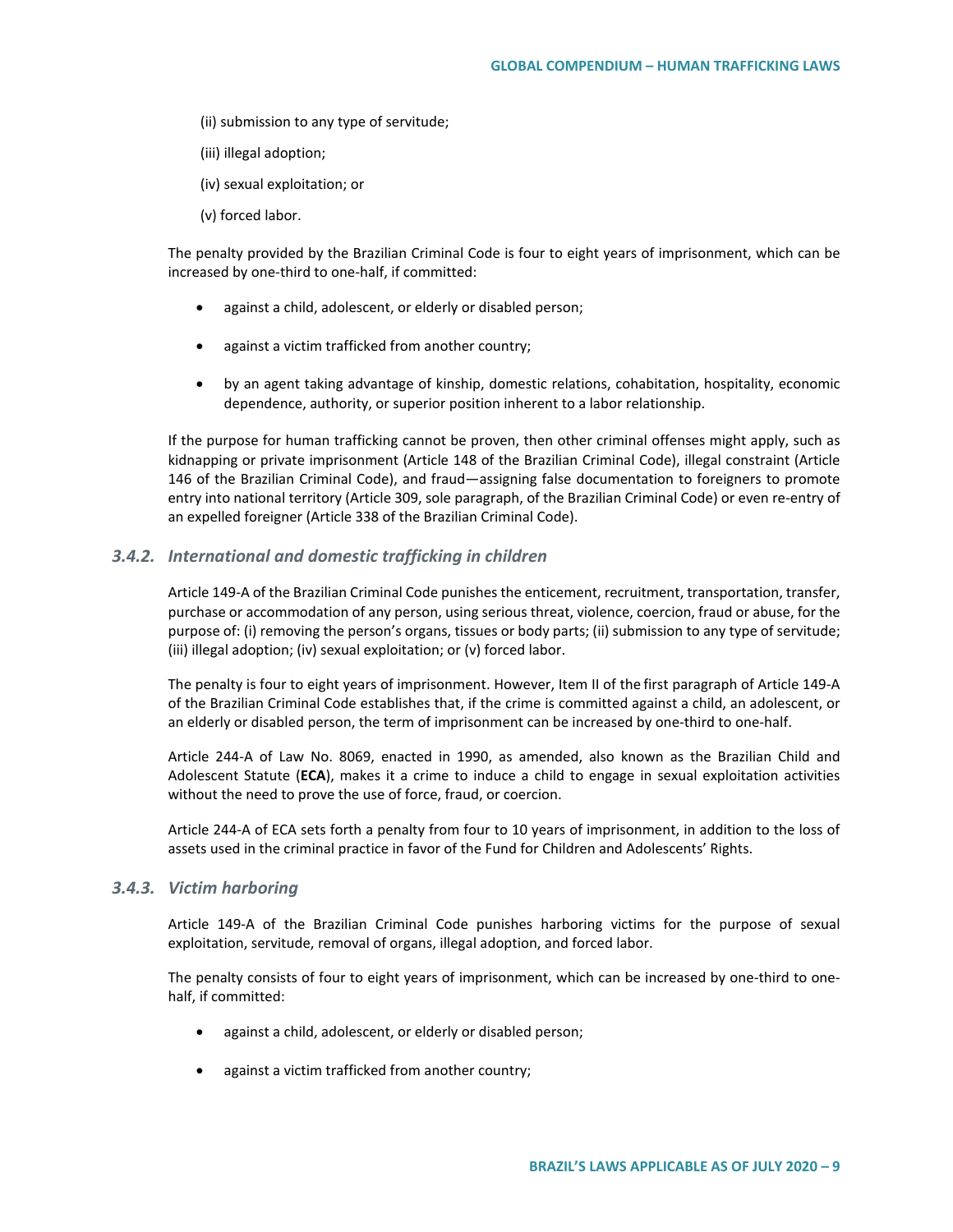(ii) submission to any type of servitude;

(iii) illegal adoption;

(iv) sexual exploitation; or

(v) forced labor.

The penalty provided by the Brazilian Criminal Code is four to eight years of imprisonment, which can be increased by one-third to one-half, if committed:

- against a child, adolescent, or elderly or disabled person;
- against a victim trafficked from another country;
- by an agent taking advantage of kinship, domestic relations, cohabitation, hospitality, economic dependence, authority, or superior position inherent to a labor relationship.

If the purpose for human trafficking cannot be proven, then other criminal offenses might apply, such as kidnapping or private imprisonment (Article 148 of the Brazilian Criminal Code), illegal constraint (Article 146 of the Brazilian Criminal Code), and fraud—assigning false documentation to foreigners to promote entry into national territory (Article 309, sole paragraph, of the Brazilian Criminal Code) or even re-entry of an expelled foreigner (Article 338 of the Brazilian Criminal Code).

### *3.4.2. International and domestic trafficking in children*

Article 149-A of the Brazilian Criminal Code punishes the enticement, recruitment, transportation, transfer, purchase or accommodation of any person, using serious threat, violence, coercion, fraud or abuse, for the purpose of: (i) removing the person's organs, tissues or body parts; (ii) submission to any type of servitude; (iii) illegal adoption; (iv) sexual exploitation; or (v) forced labor.

The penalty is four to eight years of imprisonment. However, Item II of the first paragraph of Article 149-A of the Brazilian Criminal Code establishes that, if the crime is committed against a child, an adolescent, or an elderly or disabled person, the term of imprisonment can be increased by one-third to one-half.

Article 244-A of Law No. 8069, enacted in 1990, as amended, also known as the Brazilian Child and Adolescent Statute (**ECA**), makes it a crime to induce a child to engage in sexual exploitation activities without the need to prove the use of force, fraud, or coercion.

Article 244-A of ECA sets forth a penalty from four to 10 years of imprisonment, in addition to the loss of assets used in the criminal practice in favor of the Fund for Children and Adolescents' Rights.

### *3.4.3. Victim harboring*

Article 149-A of the Brazilian Criminal Code punishes harboring victims for the purpose of sexual exploitation, servitude, removal of organs, illegal adoption, and forced labor.

The penalty consists of four to eight years of imprisonment, which can be increased by one-third to one-half, if committed:

- against a child, adolescent, or elderly or disabled person;
- against a victim trafficked from another country;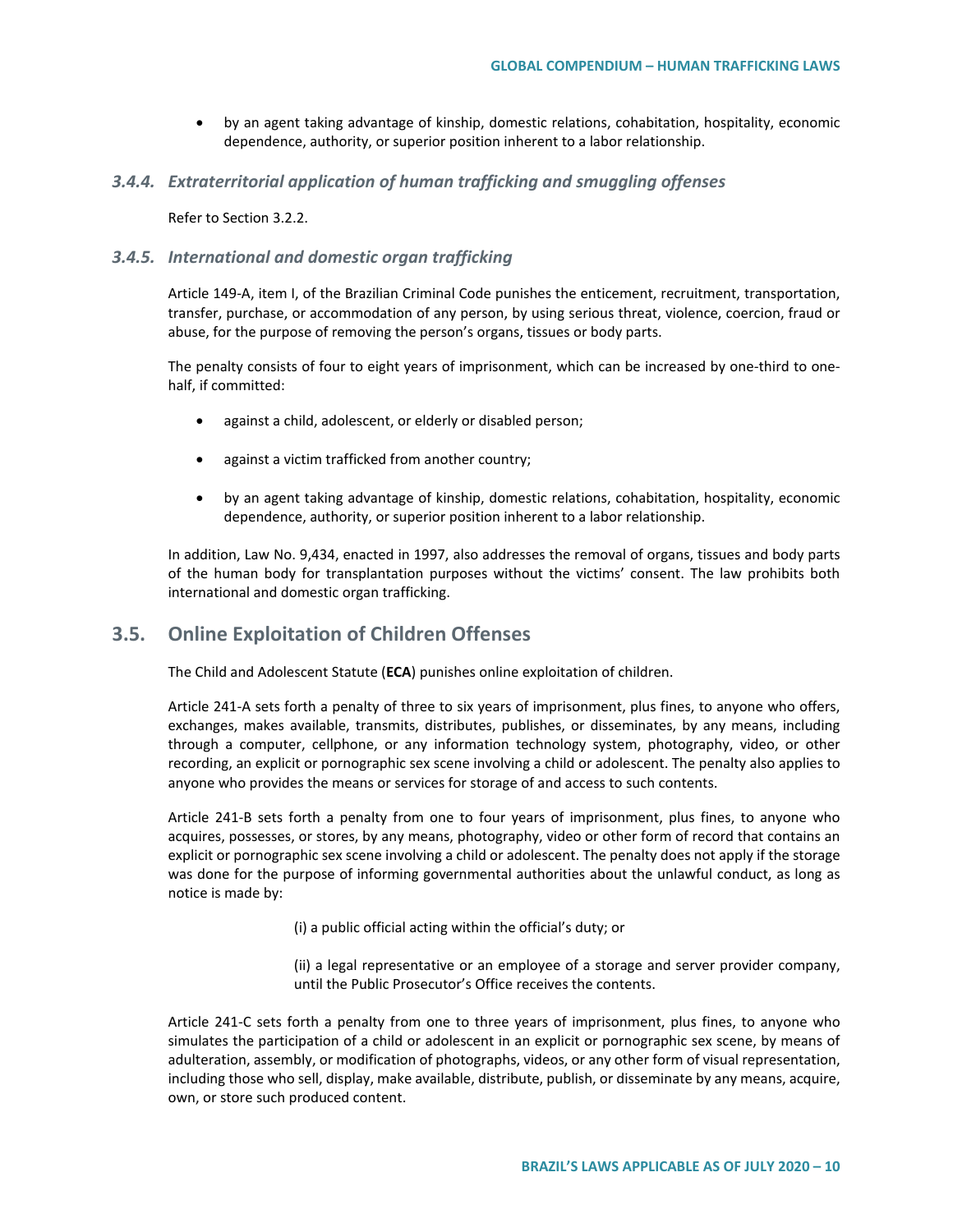- by an agent taking advantage of kinship, domestic relations, cohabitation, hospitality, economic dependence, authority, or superior position inherent to a labor relationship.

### *3.4.4. Extraterritorial application of human trafficking and smuggling offenses*

Refer to Section 3.2.2.

### *3.4.5. International and domestic organ trafficking*

Article 149-A, item I, of the Brazilian Criminal Code punishes the enticement, recruitment, transportation, transfer, purchase, or accommodation of any person, by using serious threat, violence, coercion, fraud or abuse, for the purpose of removing the person's organs, tissues or body parts.

The penalty consists of four to eight years of imprisonment, which can be increased by one-third to one-half, if committed:

- against a child, adolescent, or elderly or disabled person;
- against a victim trafficked from another country;
- by an agent taking advantage of kinship, domestic relations, cohabitation, hospitality, economic dependence, authority, or superior position inherent to a labor relationship.

In addition, Law No. 9,434, enacted in 1997, also addresses the removal of organs, tissues and body parts of the human body for transplantation purposes without the victims' consent. The law prohibits both international and domestic organ trafficking.

## 3.5. Online Exploitation of Children Offenses

The Child and Adolescent Statute (**ECA**) punishes online exploitation of children.

Article 241-A sets forth a penalty of three to six years of imprisonment, plus fines, to anyone who offers, exchanges, makes available, transmits, distributes, publishes, or disseminates, by any means, including through a computer, cellphone, or any information technology system, photography, video, or other recording, an explicit or pornographic sex scene involving a child or adolescent. The penalty also applies to anyone who provides the means or services for storage of and access to such contents.

Article 241-B sets forth a penalty from one to four years of imprisonment, plus fines, to anyone who acquires, possesses, or stores, by any means, photography, video or other form of record that contains an explicit or pornographic sex scene involving a child or adolescent. The penalty does not apply if the storage was done for the purpose of informing governmental authorities about the unlawful conduct, as long as notice is made by:

(i) a public official acting within the official's duty; or

(ii) a legal representative or an employee of a storage and server provider company, until the Public Prosecutor's Office receives the contents.

Article 241-C sets forth a penalty from one to three years of imprisonment, plus fines, to anyone who simulates the participation of a child or adolescent in an explicit or pornographic sex scene, by means of adulteration, assembly, or modification of photographs, videos, or any other form of visual representation, including those who sell, display, make available, distribute, publish, or disseminate by any means, acquire, own, or store such produced content.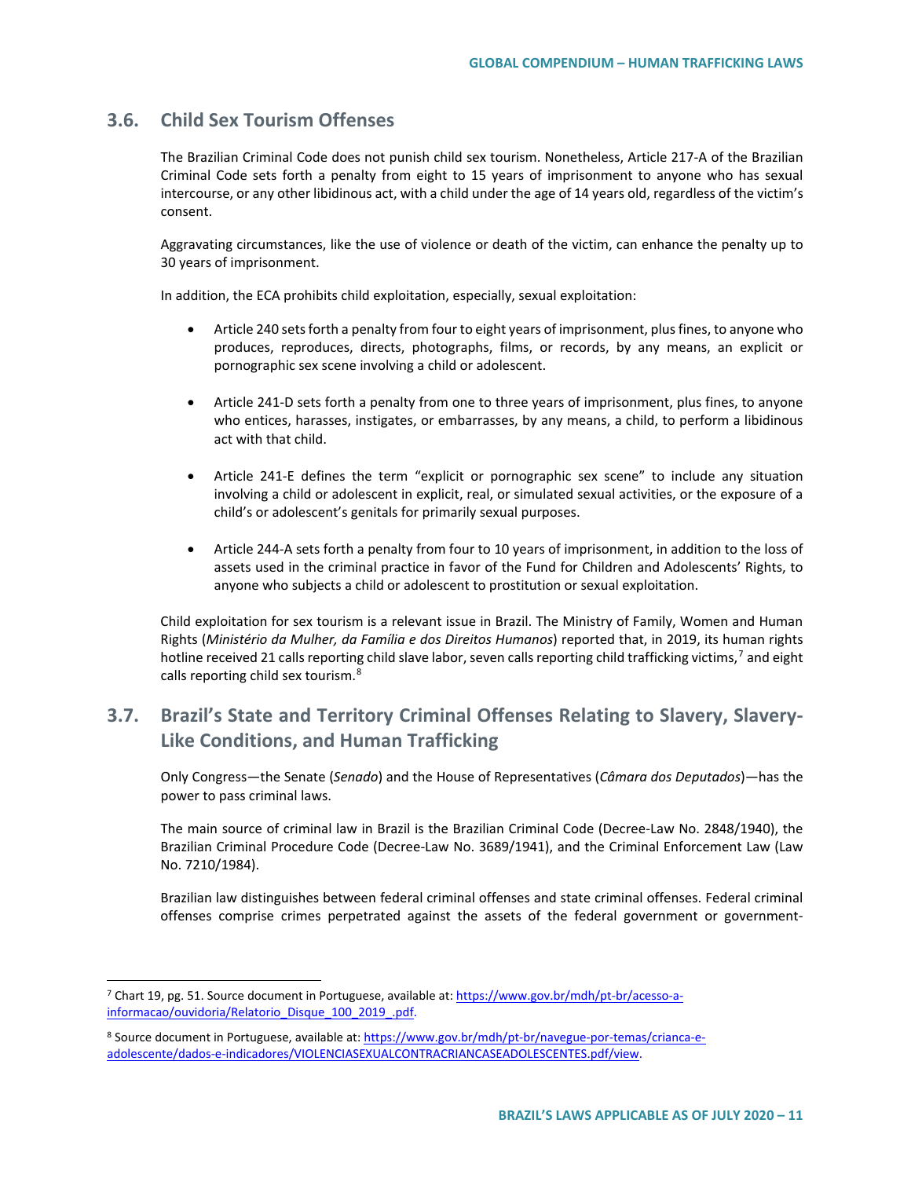## 3.6. Child Sex Tourism Offenses

The Brazilian Criminal Code does not punish child sex tourism. Nonetheless, Article 217-A of the Brazilian Criminal Code sets forth a penalty from eight to 15 years of imprisonment to anyone who has sexual intercourse, or any other libidinous act, with a child under the age of 14 years old, regardless of the victim's consent.

Aggravating circumstances, like the use of violence or death of the victim, can enhance the penalty up to 30 years of imprisonment.

In addition, the ECA prohibits child exploitation, especially, sexual exploitation:

- Article 240 sets forth a penalty from four to eight years of imprisonment, plus fines, to anyone who produces, reproduces, directs, photographs, films, or records, by any means, an explicit or pornographic sex scene involving a child or adolescent.

- Article 241-D sets forth a penalty from one to three years of imprisonment, plus fines, to anyone who entices, harasses, instigates, or embarrasses, by any means, a child, to perform a libidinous act with that child.

- Article 241-E defines the term "explicit or pornographic sex scene" to include any situation involving a child or adolescent in explicit, real, or simulated sexual activities, or the exposure of a child's or adolescent's genitals for primarily sexual purposes.

- Article 244-A sets forth a penalty from four to 10 years of imprisonment, in addition to the loss of assets used in the criminal practice in favor of the Fund for Children and Adolescents' Rights, to anyone who subjects a child or adolescent to prostitution or sexual exploitation.

Child exploitation for sex tourism is a relevant issue in Brazil. The Ministry of Family, Women and Human Rights (*Ministério da Mulher, da Família e dos Direitos Humanos*) reported that, in 2019, its human rights hotline received 21 calls reporting child slave labor, seven calls reporting child trafficking victims,[7] and eight calls reporting child sex tourism.[8]

## 3.7. Brazil's State and Territory Criminal Offenses Relating to Slavery, Slavery-Like Conditions, and Human Trafficking

Only Congress—the Senate (*Senado*) and the House of Representatives (*Câmara dos Deputados*)—has the power to pass criminal laws.

The main source of criminal law in Brazil is the Brazilian Criminal Code (Decree-Law No. 2848/1940), the Brazilian Criminal Procedure Code (Decree-Law No. 3689/1941), and the Criminal Enforcement Law (Law No. 7210/1984).

Brazilian law distinguishes between federal criminal offenses and state criminal offenses. Federal criminal offenses comprise crimes perpetrated against the assets of the federal government or government-

---

[7] Chart 19, pg. 51. Source document in Portuguese, available at: https://www.gov.br/mdh/pt-br/acesso-a-informacao/ouvidoria/Relatorio_Disque_100_2019_.pdf.

[8] Source document in Portuguese, available at: https://www.gov.br/mdh/pt-br/navegue-por-temas/crianca-e-adolescente/dados-e-indicadores/VIOLENCIASEXUALCONTRACRIANCASEADOLESCENTES.pdf/view.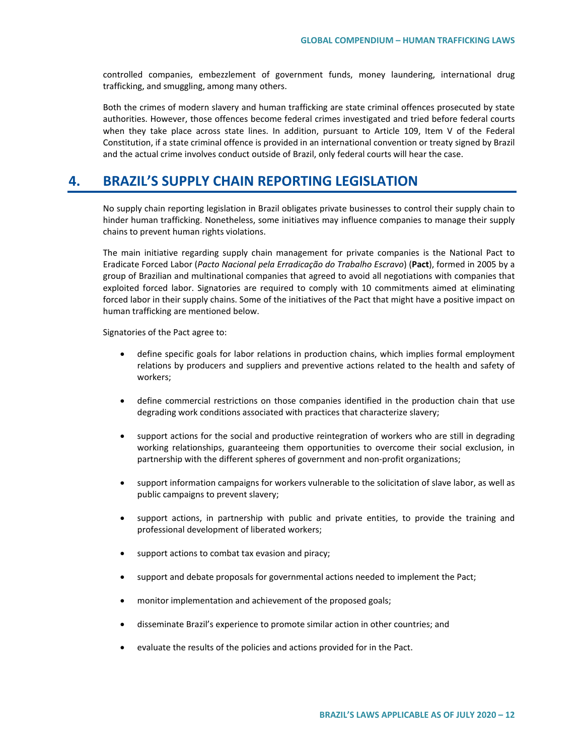controlled companies, embezzlement of government funds, money laundering, international drug trafficking, and smuggling, among many others.

Both the crimes of modern slavery and human trafficking are state criminal offences prosecuted by state authorities. However, those offences become federal crimes investigated and tried before federal courts when they take place across state lines. In addition, pursuant to Article 109, Item V of the Federal Constitution, if a state criminal offence is provided in an international convention or treaty signed by Brazil and the actual crime involves conduct outside of Brazil, only federal courts will hear the case.

## 4. BRAZIL'S SUPPLY CHAIN REPORTING LEGISLATION

No supply chain reporting legislation in Brazil obligates private businesses to control their supply chain to hinder human trafficking. Nonetheless, some initiatives may influence companies to manage their supply chains to prevent human rights violations.

The main initiative regarding supply chain management for private companies is the National Pact to Eradicate Forced Labor (*Pacto Nacional pela Erradicação do Trabalho Escravo*) (**Pact**), formed in 2005 by a group of Brazilian and multinational companies that agreed to avoid all negotiations with companies that exploited forced labor. Signatories are required to comply with 10 commitments aimed at eliminating forced labor in their supply chains. Some of the initiatives of the Pact that might have a positive impact on human trafficking are mentioned below.

Signatories of the Pact agree to:

- define specific goals for labor relations in production chains, which implies formal employment relations by producers and suppliers and preventive actions related to the health and safety of workers;
- define commercial restrictions on those companies identified in the production chain that use degrading work conditions associated with practices that characterize slavery;
- support actions for the social and productive reintegration of workers who are still in degrading working relationships, guaranteeing them opportunities to overcome their social exclusion, in partnership with the different spheres of government and non-profit organizations;
- support information campaigns for workers vulnerable to the solicitation of slave labor, as well as public campaigns to prevent slavery;
- support actions, in partnership with public and private entities, to provide the training and professional development of liberated workers;
- support actions to combat tax evasion and piracy;
- support and debate proposals for governmental actions needed to implement the Pact;
- monitor implementation and achievement of the proposed goals;
- disseminate Brazil's experience to promote similar action in other countries; and
- evaluate the results of the policies and actions provided for in the Pact.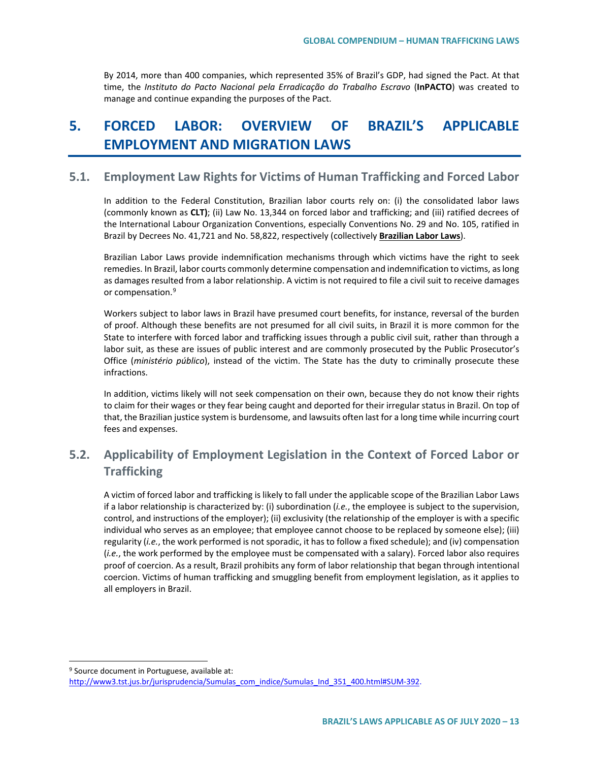By 2014, more than 400 companies, which represented 35% of Brazil's GDP, had signed the Pact. At that time, the *Instituto do Pacto Nacional pela Erradicação do Trabalho Escravo* (**InPACTO**) was created to manage and continue expanding the purposes of the Pact.

# 5. FORCED LABOR: OVERVIEW OF BRAZIL'S APPLICABLE EMPLOYMENT AND MIGRATION LAWS

## 5.1. Employment Law Rights for Victims of Human Trafficking and Forced Labor

In addition to the Federal Constitution, Brazilian labor courts rely on: (i) the consolidated labor laws (commonly known as **CLT)**; (ii) Law No. 13,344 on forced labor and trafficking; and (iii) ratified decrees of the International Labour Organization Conventions, especially Conventions No. 29 and No. 105, ratified in Brazil by Decrees No. 41,721 and No. 58,822, respectively (collectively **Brazilian Labor Laws**).

Brazilian Labor Laws provide indemnification mechanisms through which victims have the right to seek remedies. In Brazil, labor courts commonly determine compensation and indemnification to victims, as long as damages resulted from a labor relationship. A victim is not required to file a civil suit to receive damages or compensation.[9]

Workers subject to labor laws in Brazil have presumed court benefits, for instance, reversal of the burden of proof. Although these benefits are not presumed for all civil suits, in Brazil it is more common for the State to interfere with forced labor and trafficking issues through a public civil suit, rather than through a labor suit, as these are issues of public interest and are commonly prosecuted by the Public Prosecutor's Office (*ministério público*), instead of the victim. The State has the duty to criminally prosecute these infractions.

In addition, victims likely will not seek compensation on their own, because they do not know their rights to claim for their wages or they fear being caught and deported for their irregular status in Brazil. On top of that, the Brazilian justice system is burdensome, and lawsuits often last for a long time while incurring court fees and expenses.

## 5.2. Applicability of Employment Legislation in the Context of Forced Labor or Trafficking

A victim of forced labor and trafficking is likely to fall under the applicable scope of the Brazilian Labor Laws if a labor relationship is characterized by: (i) subordination (*i.e.*, the employee is subject to the supervision, control, and instructions of the employer); (ii) exclusivity (the relationship of the employer is with a specific individual who serves as an employee; that employee cannot choose to be replaced by someone else); (iii) regularity (*i.e.*, the work performed is not sporadic, it has to follow a fixed schedule); and (iv) compensation (*i.e.*, the work performed by the employee must be compensated with a salary). Forced labor also requires proof of coercion. As a result, Brazil prohibits any form of labor relationship that began through intentional coercion. Victims of human trafficking and smuggling benefit from employment legislation, as it applies to all employers in Brazil.

---

[9] Source document in Portuguese, available at: http://www3.tst.jus.br/jurisprudencia/Sumulas_com_indice/Sumulas_Ind_351_400.html#SUM-392.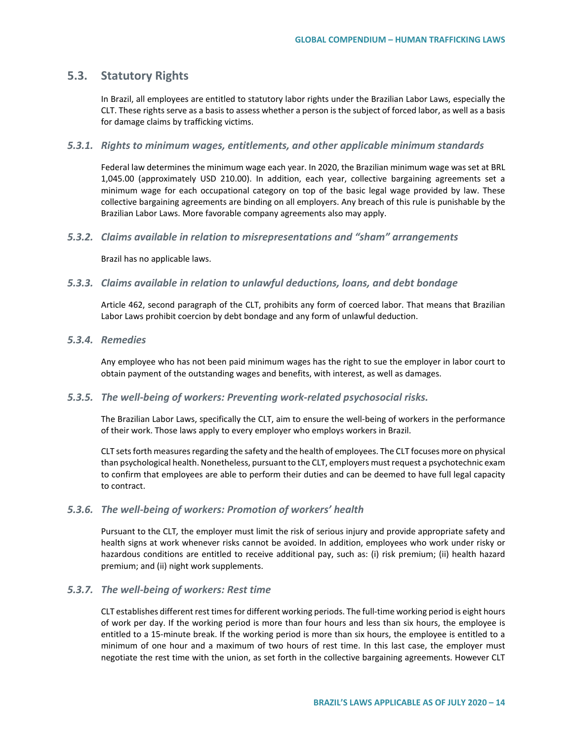## 5.3. Statistory Rights

In Brazil, all employees are entitled to statutory labor rights under the Brazilian Labor Laws, especially the CLT. These rights serve as a basis to assess whether a person is the subject of forced labor, as well as a basis for damage claims by trafficking victims.

### *5.3.1. Rights to minimum wages, entitlements, and other applicable minimum standards*

Federal law determines the minimum wage each year. In 2020, the Brazilian minimum wage was set at BRL 1,045.00 (approximately USD 210.00). In addition, each year, collective bargaining agreements set a minimum wage for each occupational category on top of the basic legal wage provided by law. These collective bargaining agreements are binding on all employers. Any breach of this rule is punishable by the Brazilian Labor Laws. More favorable company agreements also may apply.

### *5.3.2. Claims available in relation to misrepresentations and "sham" arrangements*

Brazil has no applicable laws.

### *5.3.3. Claims available in relation to unlawful deductions, loans, and debt bondage*

Article 462, second paragraph of the CLT, prohibits any form of coerced labor. That means that Brazilian Labor Laws prohibit coercion by debt bondage and any form of unlawful deduction.

### *5.3.4. Remedies*

Any employee who has not been paid minimum wages has the right to sue the employer in labor court to obtain payment of the outstanding wages and benefits, with interest, as well as damages.

### *5.3.5. The well-being of workers: Preventing work-related psychosocial risks.*

The Brazilian Labor Laws, specifically the CLT, aim to ensure the well-being of workers in the performance of their work. Those laws apply to every employer who employs workers in Brazil.

CLT sets forth measures regarding the safety and the health of employees. The CLT focuses more on physical than psychological health. Nonetheless, pursuant to the CLT, employers must request a psychotechnic exam to confirm that employees are able to perform their duties and can be deemed to have full legal capacity to contract.

### *5.3.6. The well-being of workers: Promotion of workers' health*

Pursuant to the CLT*,* the employer must limit the risk of serious injury and provide appropriate safety and health signs at work whenever risks cannot be avoided. In addition, employees who work under risky or hazardous conditions are entitled to receive additional pay, such as: (i) risk premium; (ii) health hazard premium; and (ii) night work supplements.

### *5.3.7. The well-being of workers: Rest time*

CLT establishes different rest times for different working periods. The full-time working period is eight hours of work per day. If the working period is more than four hours and less than six hours, the employee is entitled to a 15-minute break. If the working period is more than six hours, the employee is entitled to a minimum of one hour and a maximum of two hours of rest time. In this last case, the employer must negotiate the rest time with the union, as set forth in the collective bargaining agreements. However CLT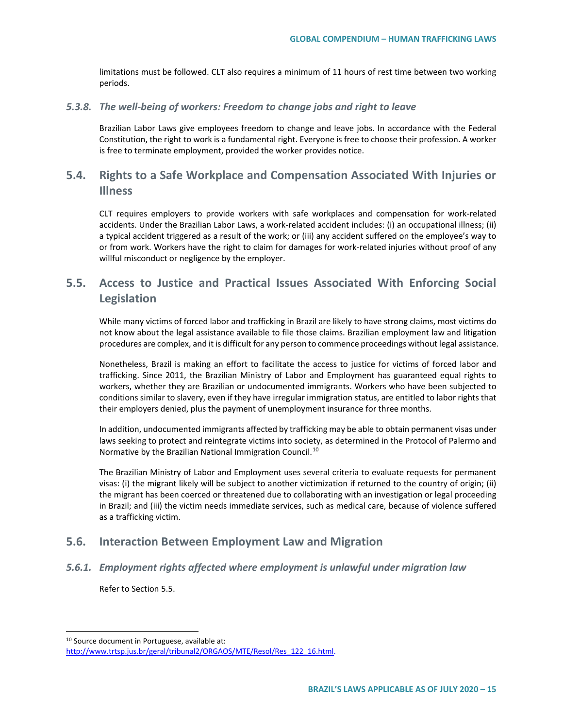limitations must be followed. CLT also requires a minimum of 11 hours of rest time between two working periods.

#### *5.3.8. The well-being of workers: Freedom to change jobs and right to leave*

Brazilian Labor Laws give employees freedom to change and leave jobs. In accordance with the Federal Constitution, the right to work is a fundamental right. Everyone is free to choose their profession. A worker is free to terminate employment, provided the worker provides notice.

### 5.4. Rights to a Safe Workplace and Compensation Associated With Injuries or Illness

CLT requires employers to provide workers with safe workplaces and compensation for work-related accidents. Under the Brazilian Labor Laws, a work-related accident includes: (i) an occupational illness; (ii) a typical accident triggered as a result of the work; or (iii) any accident suffered on the employee's way to or from work. Workers have the right to claim for damages for work-related injuries without proof of any willful misconduct or negligence by the employer.

### 5.5. Access to Justice and Practical Issues Associated With Enforcing Social Legislation

While many victims of forced labor and trafficking in Brazil are likely to have strong claims, most victims do not know about the legal assistance available to file those claims. Brazilian employment law and litigation procedures are complex, and it is difficult for any person to commence proceedings without legal assistance.

Nonetheless, Brazil is making an effort to facilitate the access to justice for victims of forced labor and trafficking. Since 2011, the Brazilian Ministry of Labor and Employment has guaranteed equal rights to workers, whether they are Brazilian or undocumented immigrants. Workers who have been subjected to conditions similar to slavery, even if they have irregular immigration status, are entitled to labor rights that their employers denied, plus the payment of unemployment insurance for three months.

In addition, undocumented immigrants affected by trafficking may be able to obtain permanent visas under laws seeking to protect and reintegrate victims into society, as determined in the Protocol of Palermo and Normative by the Brazilian National Immigration Council.[10]

The Brazilian Ministry of Labor and Employment uses several criteria to evaluate requests for permanent visas: (i) the migrant likely will be subject to another victimization if returned to the country of origin; (ii) the migrant has been coerced or threatened due to collaborating with an investigation or legal proceeding in Brazil; and (iii) the victim needs immediate services, such as medical care, because of violence suffered as a trafficking victim.

### 5.6. Interaction Between Employment Law and Migration

#### *5.6.1. Employment rights affected where employment is unlawful under migration law*

Refer to Section 5.5.

---

[10] Source document in Portuguese, available at: http://www.trtsp.jus.br/geral/tribunal2/ORGAOS/MTE/Resol/Res_122_16.html.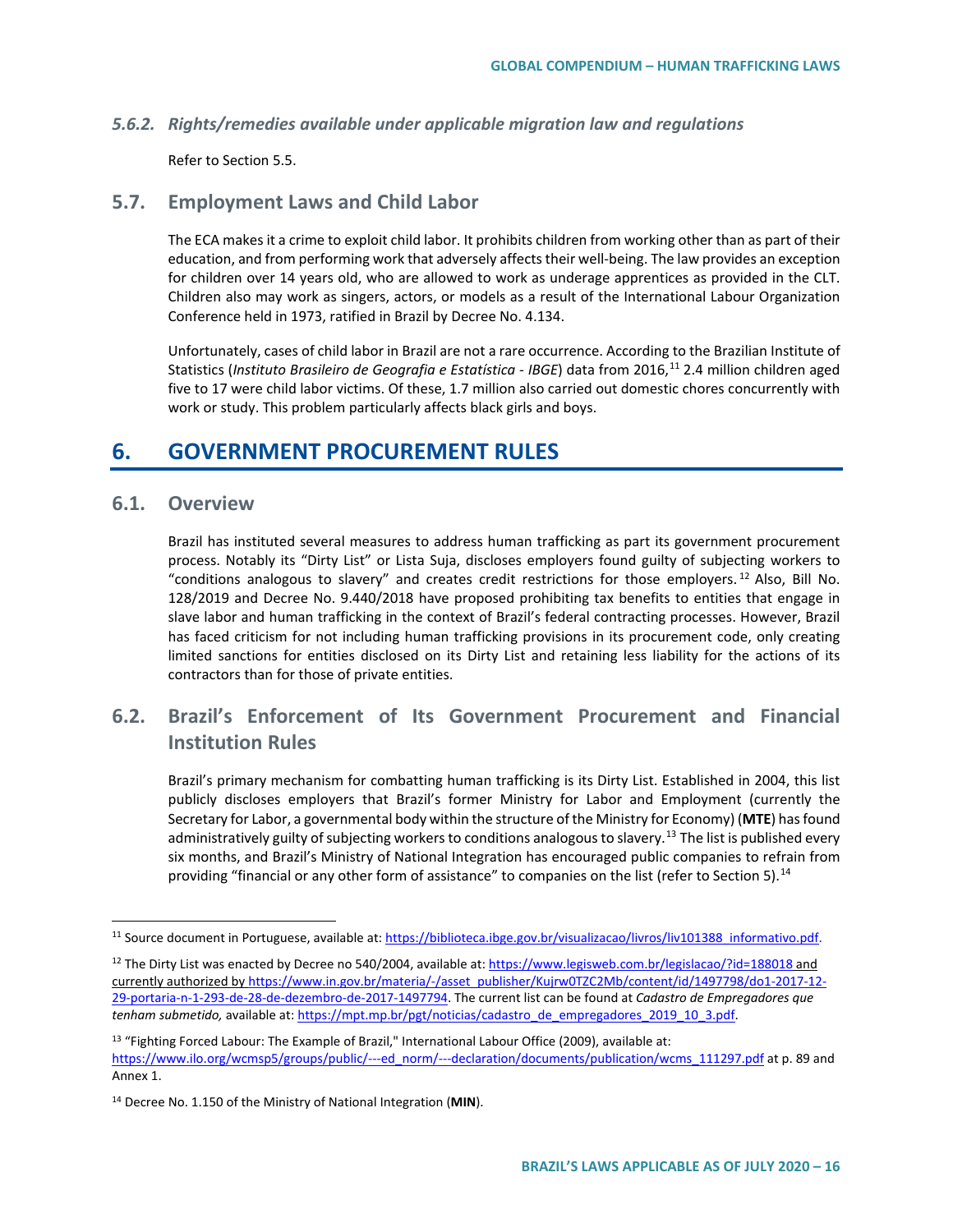### 5.6.2. *Rights/remedies available under applicable migration law and regulations*

Refer to Section 5.5.

## 5.7. Employment Laws and Child Labor

The ECA makes it a crime to exploit child labor. It prohibits children from working other than as part of their education, and from performing work that adversely affects their well-being. The law provides an exception for children over 14 years old, who are allowed to work as underage apprentices as provided in the CLT. Children also may work as singers, actors, or models as a result of the International Labour Organization Conference held in 1973, ratified in Brazil by Decree No. 4.134.

Unfortunately, cases of child labor in Brazil are not a rare occurrence. According to the Brazilian Institute of Statistics (*Instituto Brasileiro de Geografia e Estatística - IBGE*) data from 2016,[11] 2.4 million children aged five to 17 were child labor victims. Of these, 1.7 million also carried out domestic chores concurrently with work or study. This problem particularly affects black girls and boys.

# 6. GOVERNMENT PROCUREMENT RULES

## 6.1. Overview

Brazil has instituted several measures to address human trafficking as part its government procurement process. Notably its "Dirty List" or Lista Suja, discloses employers found guilty of subjecting workers to "conditions analogous to slavery" and creates credit restrictions for those employers.[12] Also, Bill No. 128/2019 and Decree No. 9.440/2018 have proposed prohibiting tax benefits to entities that engage in slave labor and human trafficking in the context of Brazil's federal contracting processes. However, Brazil has faced criticism for not including human trafficking provisions in its procurement code, only creating limited sanctions for entities disclosed on its Dirty List and retaining less liability for the actions of its contractors than for those of private entities.

## 6.2. Brazil's Enforcement of Its Government Procurement and Financial Institution Rules

Brazil's primary mechanism for combatting human trafficking is its Dirty List. Established in 2004, this list publicly discloses employers that Brazil's former Ministry for Labor and Employment (currently the Secretary for Labor, a governmental body within the structure of the Ministry for Economy) (**MTE**) has found administratively guilty of subjecting workers to conditions analogous to slavery.[13] The list is published every six months, and Brazil's Ministry of National Integration has encouraged public companies to refrain from providing "financial or any other form of assistance" to companies on the list (refer to Section 5).[14]

---

[11] Source document in Portuguese, available at: https://biblioteca.ibge.gov.br/visualizacao/livros/liv101388_informativo.pdf.

[12] The Dirty List was enacted by Decree no 540/2004, available at: https://www.legisweb.com.br/legislacao/?id=188018 and currently authorized by https://www.in.gov.br/materia/-/asset_publisher/Kujrw0TZC2Mb/content/id/1497798/do1-2017-12-29-portaria-n-1-293-de-28-de-dezembro-de-2017-1497794. The current list can be found at *Cadastro de Empregadores que tenham submetido,* available at: https://mpt.mp.br/pgt/noticias/cadastro_de_empregadores_2019_10_3.pdf.

[13] "Fighting Forced Labour: The Example of Brazil," International Labour Office (2009), available at: https://www.ilo.org/wcmsp5/groups/public/---ed_norm/---declaration/documents/publication/wcms_111297.pdf at p. 89 and Annex 1.

[14] Decree No. 1.150 of the Ministry of National Integration (**MIN**).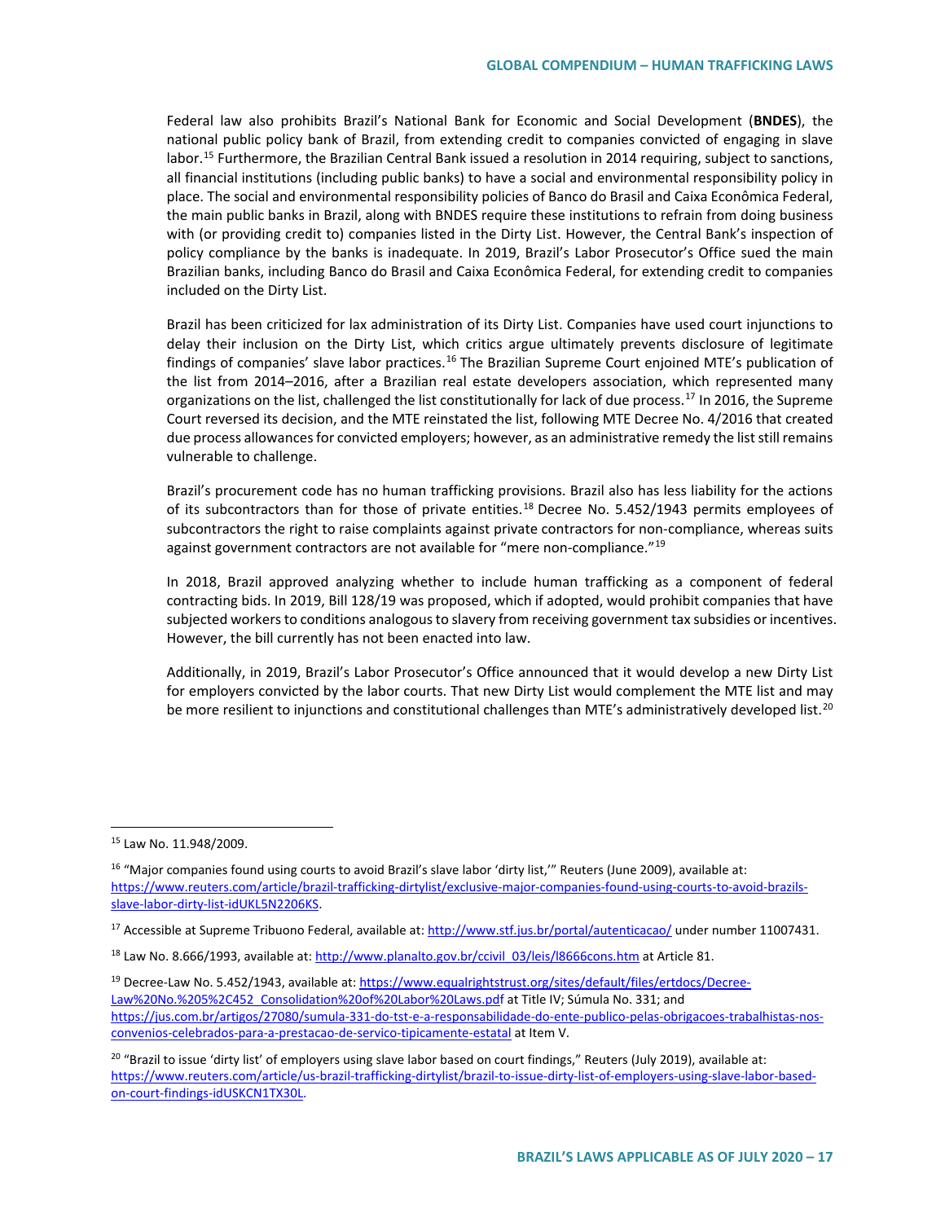Federal law also prohibits Brazil's National Bank for Economic and Social Development (**BNDES**), the national public policy bank of Brazil, from extending credit to companies convicted of engaging in slave labor.[15] Furthermore, the Brazilian Central Bank issued a resolution in 2014 requiring, subject to sanctions, all financial institutions (including public banks) to have a social and environmental responsibility policy in place. The social and environmental responsibility policies of Banco do Brasil and Caixa Econômica Federal, the main public banks in Brazil, along with BNDES require these institutions to refrain from doing business with (or providing credit to) companies listed in the Dirty List. However, the Central Bank's inspection of policy compliance by the banks is inadequate. In 2019, Brazil's Labor Prosecutor's Office sued the main Brazilian banks, including Banco do Brasil and Caixa Econômica Federal, for extending credit to companies included on the Dirty List.

Brazil has been criticized for lax administration of its Dirty List. Companies have used court injunctions to delay their inclusion on the Dirty List, which critics argue ultimately prevents disclosure of legitimate findings of companies' slave labor practices.[16] The Brazilian Supreme Court enjoined MTE's publication of the list from 2014–2016, after a Brazilian real estate developers association, which represented many organizations on the list, challenged the list constitutionally for lack of due process.[17] In 2016, the Supreme Court reversed its decision, and the MTE reinstated the list, following MTE Decree No. 4/2016 that created due process allowances for convicted employers; however, as an administrative remedy the list still remains vulnerable to challenge.

Brazil's procurement code has no human trafficking provisions. Brazil also has less liability for the actions of its subcontractors than for those of private entities.[18] Decree No. 5.452/1943 permits employees of subcontractors the right to raise complaints against private contractors for non-compliance, whereas suits against government contractors are not available for "mere non-compliance."[19]

In 2018, Brazil approved analyzing whether to include human trafficking as a component of federal contracting bids. In 2019, Bill 128/19 was proposed, which if adopted, would prohibit companies that have subjected workers to conditions analogous to slavery from receiving government tax subsidies or incentives. However, the bill currently has not been enacted into law.

Additionally, in 2019, Brazil's Labor Prosecutor's Office announced that it would develop a new Dirty List for employers convicted by the labor courts. That new Dirty List would complement the MTE list and may be more resilient to injunctions and constitutional challenges than MTE's administratively developed list.[20]

---

[15] Law No. 11.948/2009.

[16] "Major companies found using courts to avoid Brazil's slave labor 'dirty list,'" Reuters (June 2009), available at: https://www.reuters.com/article/brazil-trafficking-dirtylist/exclusive-major-companies-found-using-courts-to-avoid-brazils-slave-labor-dirty-list-idUKL5N2206KS.

[17] Accessible at Supreme Tribuono Federal, available at: http://www.stf.jus.br/portal/autenticacao/ under number 11007431.

[18] Law No. 8.666/1993, available at: http://www.planalto.gov.br/ccivil_03/leis/l8666cons.htm at Article 81.

[19] Decree-Law No. 5.452/1943, available at: https://www.equalrightstrust.org/sites/default/files/ertdocs/Decree-Law%20No.%205%2C452_Consolidation%20of%20Labor%20Laws.pdf at Title IV; Súmula No. 331; and https://jus.com.br/artigos/27080/sumula-331-do-tst-e-a-responsabilidade-do-ente-publico-pelas-obrigacoes-trabalhistas-nos-convenios-celebrados-para-a-prestacao-de-servico-tipicamente-estatal at Item V.

[20] "Brazil to issue 'dirty list' of employers using slave labor based on court findings," Reuters (July 2019), available at: https://www.reuters.com/article/us-brazil-trafficking-dirtylist/brazil-to-issue-dirty-list-of-employers-using-slave-labor-based-on-court-findings-idUSKCN1TX30L.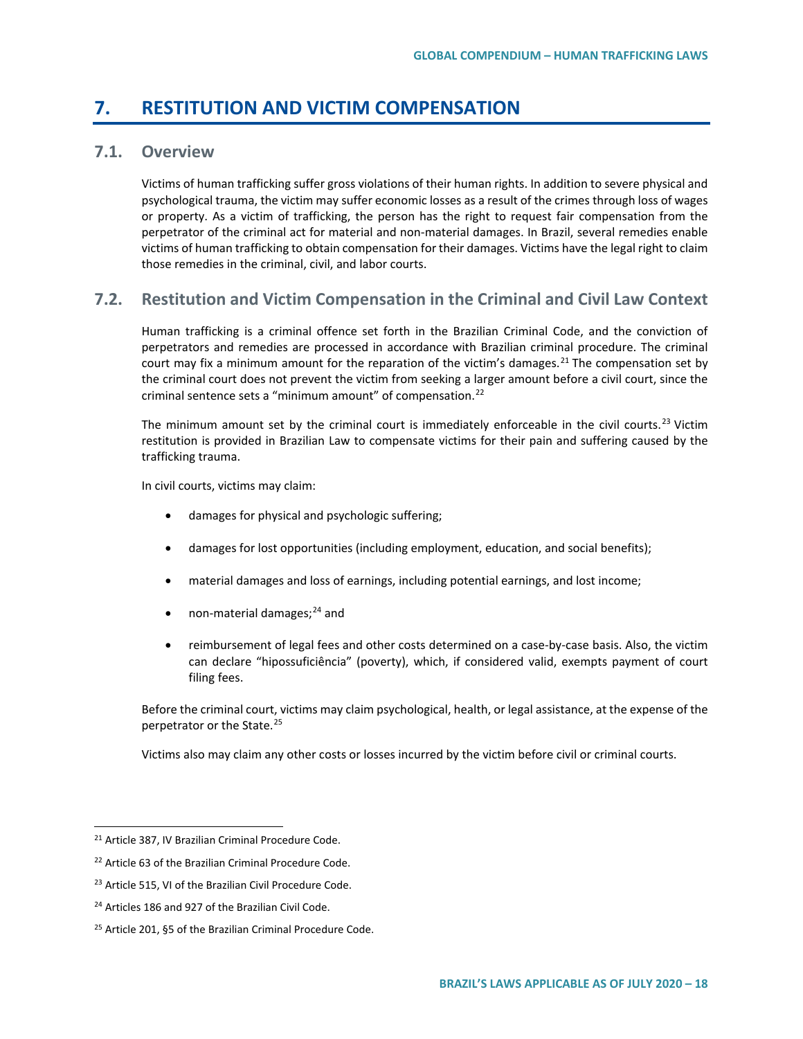# 7. RESTITUTION AND VICTIM COMPENSATION

## 7.1. Overview

Victims of human trafficking suffer gross violations of their human rights. In addition to severe physical and psychological trauma, the victim may suffer economic losses as a result of the crimes through loss of wages or property. As a victim of trafficking, the person has the right to request fair compensation from the perpetrator of the criminal act for material and non-material damages. In Brazil, several remedies enable victims of human trafficking to obtain compensation for their damages. Victims have the legal right to claim those remedies in the criminal, civil, and labor courts.

## 7.2. Restitution and Victim Compensation in the Criminal and Civil Law Context

Human trafficking is a criminal offence set forth in the Brazilian Criminal Code, and the conviction of perpetrators and remedies are processed in accordance with Brazilian criminal procedure. The criminal court may fix a minimum amount for the reparation of the victim's damages.[21] The compensation set by the criminal court does not prevent the victim from seeking a larger amount before a civil court, since the criminal sentence sets a "minimum amount" of compensation.[22]

The minimum amount set by the criminal court is immediately enforceable in the civil courts.[23] Victim restitution is provided in Brazilian Law to compensate victims for their pain and suffering caused by the trafficking trauma.

In civil courts, victims may claim:

- damages for physical and psychologic suffering;
- damages for lost opportunities (including employment, education, and social benefits);
- material damages and loss of earnings, including potential earnings, and lost income;
- non-material damages;[24] and
- reimbursement of legal fees and other costs determined on a case-by-case basis. Also, the victim can declare "hipossuficiência" (poverty), which, if considered valid, exempts payment of court filing fees.

Before the criminal court, victims may claim psychological, health, or legal assistance, at the expense of the perpetrator or the State.[25]

Victims also may claim any other costs or losses incurred by the victim before civil or criminal courts.

---

[21] Article 387, IV Brazilian Criminal Procedure Code.

[22] Article 63 of the Brazilian Criminal Procedure Code.

[23] Article 515, VI of the Brazilian Civil Procedure Code.

[24] Articles 186 and 927 of the Brazilian Civil Code.

[25] Article 201, §5 of the Brazilian Criminal Procedure Code.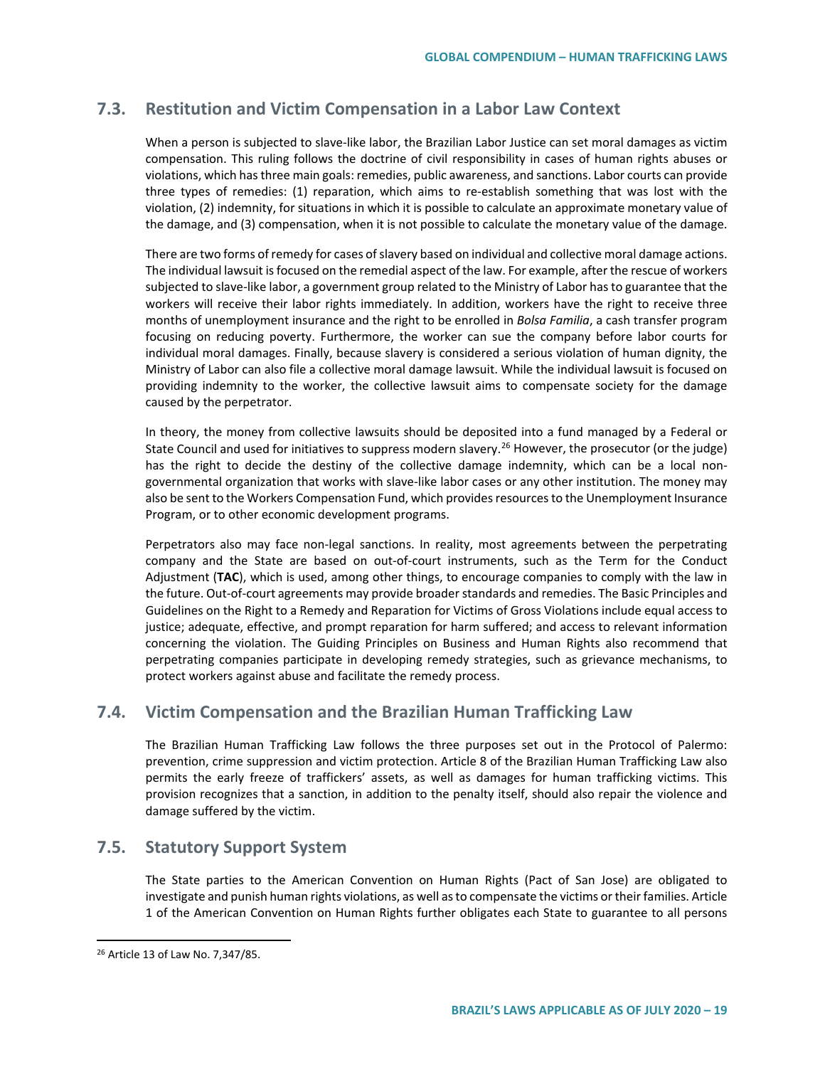## 7.3. Restitution and Victim Compensation in a Labor Law Context

When a person is subjected to slave-like labor, the Brazilian Labor Justice can set moral damages as victim compensation. This ruling follows the doctrine of civil responsibility in cases of human rights abuses or violations, which has three main goals: remedies, public awareness, and sanctions. Labor courts can provide three types of remedies: (1) reparation, which aims to re-establish something that was lost with the violation, (2) indemnity, for situations in which it is possible to calculate an approximate monetary value of the damage, and (3) compensation, when it is not possible to calculate the monetary value of the damage.

There are two forms of remedy for cases of slavery based on individual and collective moral damage actions. The individual lawsuit is focused on the remedial aspect of the law. For example, after the rescue of workers subjected to slave-like labor, a government group related to the Ministry of Labor has to guarantee that the workers will receive their labor rights immediately. In addition, workers have the right to receive three months of unemployment insurance and the right to be enrolled in *Bolsa Familia*, a cash transfer program focusing on reducing poverty. Furthermore, the worker can sue the company before labor courts for individual moral damages. Finally, because slavery is considered a serious violation of human dignity, the Ministry of Labor can also file a collective moral damage lawsuit. While the individual lawsuit is focused on providing indemnity to the worker, the collective lawsuit aims to compensate society for the damage caused by the perpetrator.

In theory, the money from collective lawsuits should be deposited into a fund managed by a Federal or State Council and used for initiatives to suppress modern slavery.[26] However, the prosecutor (or the judge) has the right to decide the destiny of the collective damage indemnity, which can be a local non-governmental organization that works with slave-like labor cases or any other institution. The money may also be sent to the Workers Compensation Fund, which provides resources to the Unemployment Insurance Program, or to other economic development programs.

Perpetrators also may face non-legal sanctions. In reality, most agreements between the perpetrating company and the State are based on out-of-court instruments, such as the Term for the Conduct Adjustment (**TAC**), which is used, among other things, to encourage companies to comply with the law in the future. Out-of-court agreements may provide broader standards and remedies. The Basic Principles and Guidelines on the Right to a Remedy and Reparation for Victims of Gross Violations include equal access to justice; adequate, effective, and prompt reparation for harm suffered; and access to relevant information concerning the violation. The Guiding Principles on Business and Human Rights also recommend that perpetrating companies participate in developing remedy strategies, such as grievance mechanisms, to protect workers against abuse and facilitate the remedy process.

## 7.4. Victim Compensation and the Brazilian Human Trafficking Law

The Brazilian Human Trafficking Law follows the three purposes set out in the Protocol of Palermo: prevention, crime suppression and victim protection. Article 8 of the Brazilian Human Trafficking Law also permits the early freeze of traffickers' assets, as well as damages for human trafficking victims. This provision recognizes that a sanction, in addition to the penalty itself, should also repair the violence and damage suffered by the victim.

## 7.5. Statutory Support System

The State parties to the American Convention on Human Rights (Pact of San Jose) are obligated to investigate and punish human rights violations, as well as to compensate the victims or their families. Article 1 of the American Convention on Human Rights further obligates each State to guarantee to all persons

---

[26] Article 13 of Law No. 7,347/85.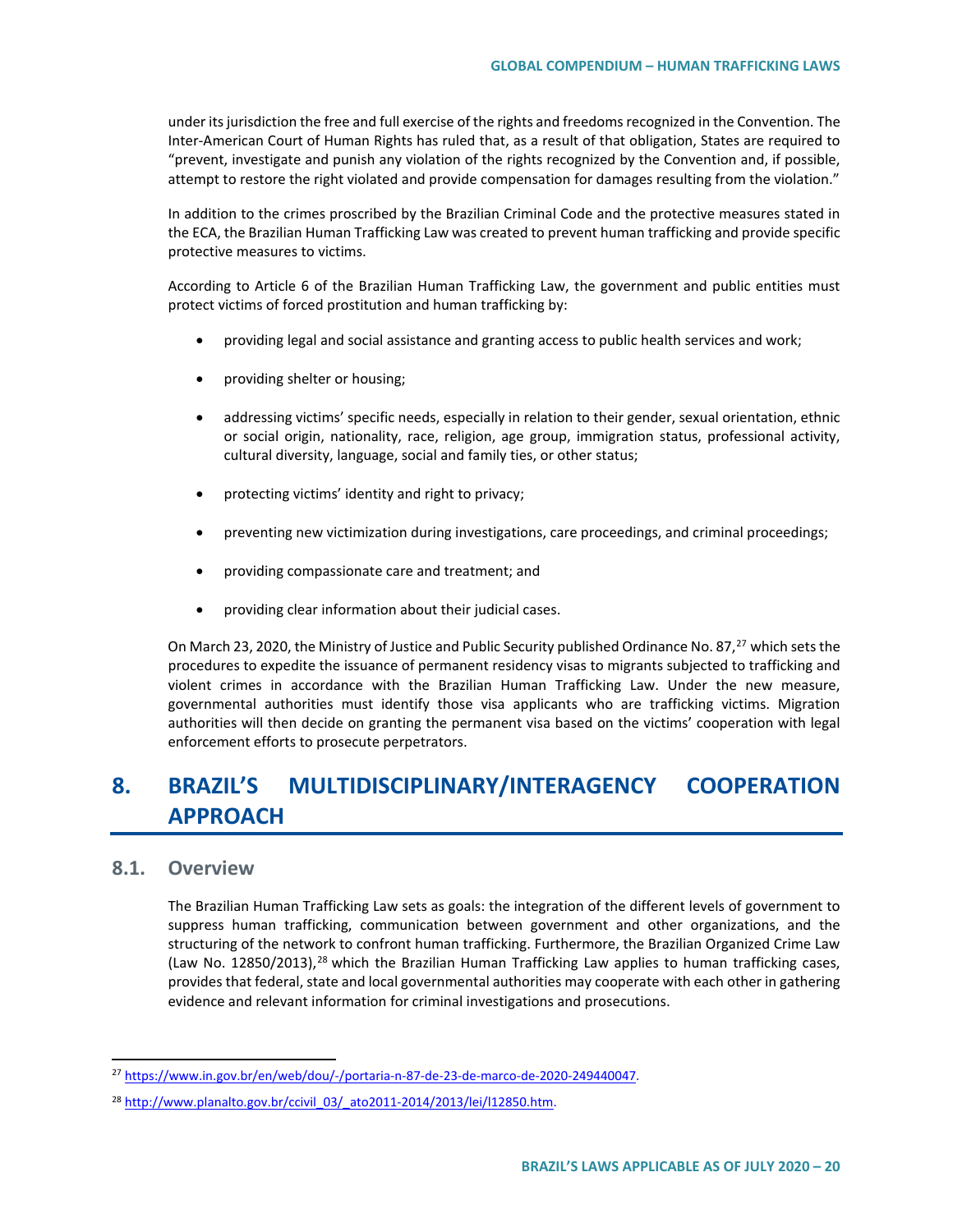under its jurisdiction the free and full exercise of the rights and freedoms recognized in the Convention. The Inter-American Court of Human Rights has ruled that, as a result of that obligation, States are required to "prevent, investigate and punish any violation of the rights recognized by the Convention and, if possible, attempt to restore the right violated and provide compensation for damages resulting from the violation."

In addition to the crimes proscribed by the Brazilian Criminal Code and the protective measures stated in the ECA, the Brazilian Human Trafficking Law was created to prevent human trafficking and provide specific protective measures to victims.

According to Article 6 of the Brazilian Human Trafficking Law, the government and public entities must protect victims of forced prostitution and human trafficking by:

- providing legal and social assistance and granting access to public health services and work;
- providing shelter or housing;
- addressing victims' specific needs, especially in relation to their gender, sexual orientation, ethnic or social origin, nationality, race, religion, age group, immigration status, professional activity, cultural diversity, language, social and family ties, or other status;
- protecting victims' identity and right to privacy;
- preventing new victimization during investigations, care proceedings, and criminal proceedings;
- providing compassionate care and treatment; and
- providing clear information about their judicial cases.

On March 23, 2020, the Ministry of Justice and Public Security published Ordinance No. 87,[27] which sets the procedures to expedite the issuance of permanent residency visas to migrants subjected to trafficking and violent crimes in accordance with the Brazilian Human Trafficking Law. Under the new measure, governmental authorities must identify those visa applicants who are trafficking victims. Migration authorities will then decide on granting the permanent visa based on the victims' cooperation with legal enforcement efforts to prosecute perpetrators.

# 8. BRAZIL'S MULTIDISCIPLINARY/INTERAGENCY COOPERATION APPROACH

## 8.1. Overview

The Brazilian Human Trafficking Law sets as goals: the integration of the different levels of government to suppress human trafficking, communication between government and other organizations, and the structuring of the network to confront human trafficking. Furthermore, the Brazilian Organized Crime Law (Law No. 12850/2013),[28] which the Brazilian Human Trafficking Law applies to human trafficking cases, provides that federal, state and local governmental authorities may cooperate with each other in gathering evidence and relevant information for criminal investigations and prosecutions.

[27] https://www.in.gov.br/en/web/dou/-/portaria-n-87-de-23-de-marco-de-2020-249440047.

[28] http://www.planalto.gov.br/ccivil_03/_ato2011-2014/2013/lei/l12850.htm.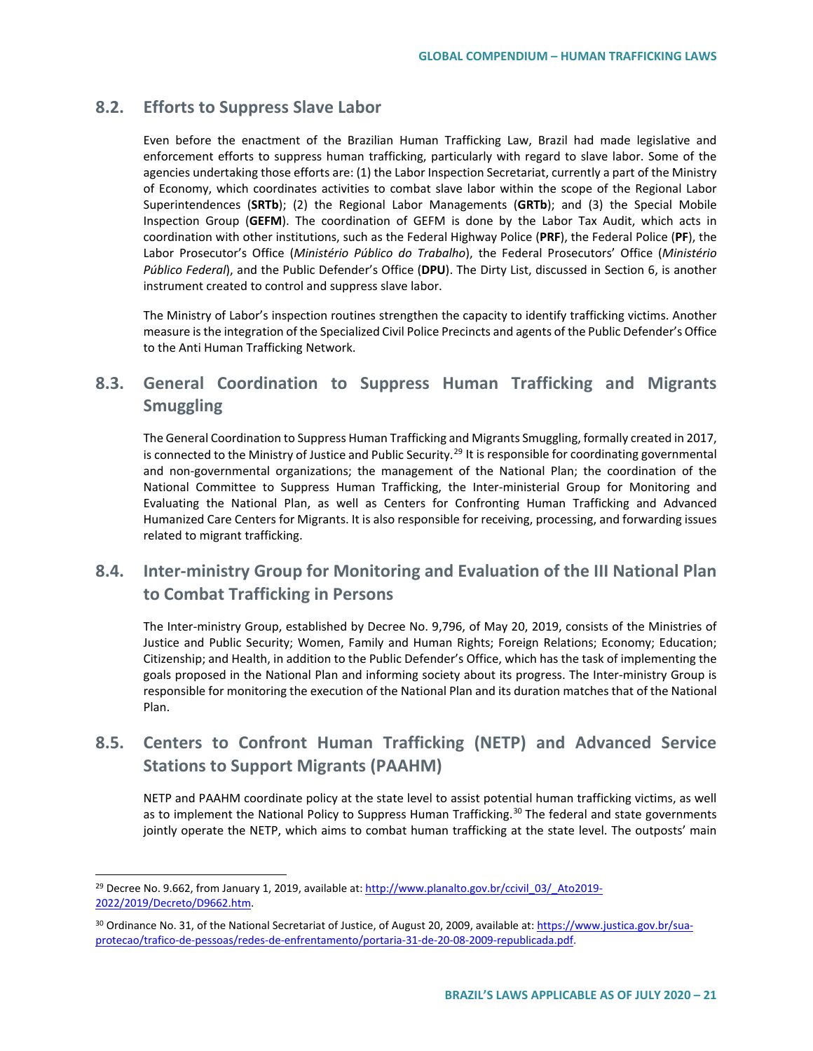## 8.2. Efforts to Suppress Slave Labor

Even before the enactment of the Brazilian Human Trafficking Law, Brazil had made legislative and enforcement efforts to suppress human trafficking, particularly with regard to slave labor. Some of the agencies undertaking those efforts are: (1) the Labor Inspection Secretariat, currently a part of the Ministry of Economy, which coordinates activities to combat slave labor within the scope of the Regional Labor Superintendences (**SRTb**); (2) the Regional Labor Managements (**GRTb**); and (3) the Special Mobile Inspection Group (**GEFM**). The coordination of GEFM is done by the Labor Tax Audit, which acts in coordination with other institutions, such as the Federal Highway Police (**PRF**), the Federal Police (**PF**), the Labor Prosecutor's Office (*Ministério Público do Trabalho*), the Federal Prosecutors' Office (*Ministério Público Federal*), and the Public Defender's Office (**DPU**). The Dirty List, discussed in Section 6, is another instrument created to control and suppress slave labor.

The Ministry of Labor's inspection routines strengthen the capacity to identify trafficking victims. Another measure is the integration of the Specialized Civil Police Precincts and agents of the Public Defender's Office to the Anti Human Trafficking Network.

## 8.3. General Coordination to Suppress Human Trafficking and Migrants Smuggling

The General Coordination to Suppress Human Trafficking and Migrants Smuggling, formally created in 2017, is connected to the Ministry of Justice and Public Security.[29] It is responsible for coordinating governmental and non-governmental organizations; the management of the National Plan; the coordination of the National Committee to Suppress Human Trafficking, the Inter-ministerial Group for Monitoring and Evaluating the National Plan, as well as Centers for Confronting Human Trafficking and Advanced Humanized Care Centers for Migrants. It is also responsible for receiving, processing, and forwarding issues related to migrant trafficking.

## 8.4. Inter-ministry Group for Monitoring and Evaluation of the III National Plan to Combat Trafficking in Persons

The Inter-ministry Group, established by Decree No. 9,796, of May 20, 2019, consists of the Ministries of Justice and Public Security; Women, Family and Human Rights; Foreign Relations; Economy; Education; Citizenship; and Health, in addition to the Public Defender's Office, which has the task of implementing the goals proposed in the National Plan and informing society about its progress. The Inter-ministry Group is responsible for monitoring the execution of the National Plan and its duration matches that of the National Plan.

## 8.5. Centers to Confront Human Trafficking (NETP) and Advanced Service Stations to Support Migrants (PAAHM)

NETP and PAAHM coordinate policy at the state level to assist potential human trafficking victims, as well as to implement the National Policy to Suppress Human Trafficking.[30] The federal and state governments jointly operate the NETP, which aims to combat human trafficking at the state level. The outposts' main

---

[29] Decree No. 9.662, from January 1, 2019, available at: http://www.planalto.gov.br/ccivil_03/_Ato2019-2022/2019/Decreto/D9662.htm.

[30] Ordinance No. 31, of the National Secretariat of Justice, of August 20, 2009, available at: https://www.justica.gov.br/sua-protecao/trafico-de-pessoas/redes-de-enfrentamento/portaria-31-de-20-08-2009-republicada.pdf.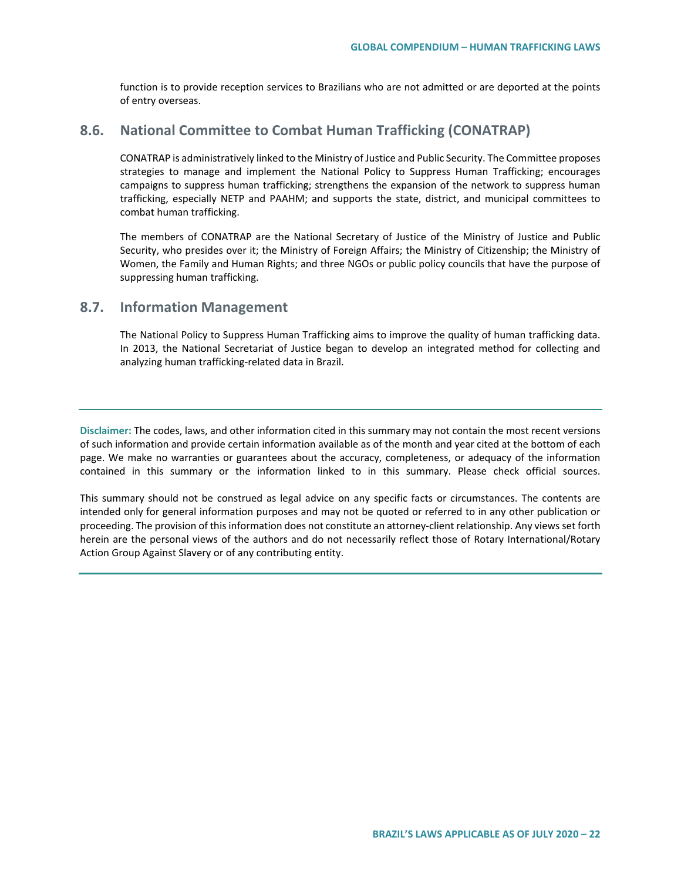function is to provide reception services to Brazilians who are not admitted or are deported at the points of entry overseas.

## 8.6. National Committee to Combat Human Trafficking (CONATRAP)

CONATRAP is administratively linked to the Ministry of Justice and Public Security. The Committee proposes strategies to manage and implement the National Policy to Suppress Human Trafficking; encourages campaigns to suppress human trafficking; strengthens the expansion of the network to suppress human trafficking, especially NETP and PAAHM; and supports the state, district, and municipal committees to combat human trafficking.

The members of CONATRAP are the National Secretary of Justice of the Ministry of Justice and Public Security, who presides over it; the Ministry of Foreign Affairs; the Ministry of Citizenship; the Ministry of Women, the Family and Human Rights; and three NGOs or public policy councils that have the purpose of suppressing human trafficking.

## 8.7. Information Management

The National Policy to Suppress Human Trafficking aims to improve the quality of human trafficking data. In 2013, the National Secretariat of Justice began to develop an integrated method for collecting and analyzing human trafficking-related data in Brazil.

---

**Disclaimer:** The codes, laws, and other information cited in this summary may not contain the most recent versions of such information and provide certain information available as of the month and year cited at the bottom of each page. We make no warranties or guarantees about the accuracy, completeness, or adequacy of the information contained in this summary or the information linked to in this summary. Please check official sources.

This summary should not be construed as legal advice on any specific facts or circumstances. The contents are intended only for general information purposes and may not be quoted or referred to in any other publication or proceeding. The provision of this information does not constitute an attorney-client relationship. Any views set forth herein are the personal views of the authors and do not necessarily reflect those of Rotary International/Rotary Action Group Against Slavery or of any contributing entity.

---